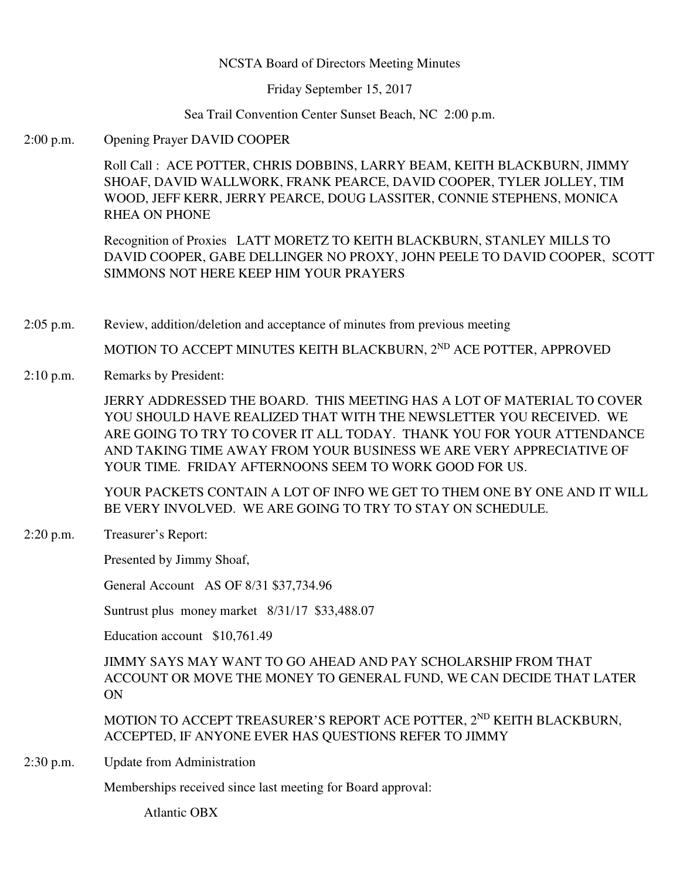NCSTA Board of Directors Meeting Minutes

Friday September 15, 2017

Sea Trail Convention Center Sunset Beach, NC 2:00 p.m.

2:00 p.m. Opening Prayer DAVID COOPER

Roll Call : ACE POTTER, CHRIS DOBBINS, LARRY BEAM, KEITH BLACKBURN, JIMMY SHOAF, DAVID WALLWORK, FRANK PEARCE, DAVID COOPER, TYLER JOLLEY, TIM WOOD, JEFF KERR, JERRY PEARCE, DOUG LASSITER, CONNIE STEPHENS, MONICA RHEA ON PHONE

Recognition of Proxies LATT MORETZ TO KEITH BLACKBURN, STANLEY MILLS TO DAVID COOPER, GABE DELLINGER NO PROXY, JOHN PEELE TO DAVID COOPER, SCOTT SIMMONS NOT HERE KEEP HIM YOUR PRAYERS

2:05 p.m. Review, addition/deletion and acceptance of minutes from previous meeting

MOTION TO ACCEPT MINUTES KEITH BLACKBURN, 2ND ACE POTTER, APPROVED

2:10 p.m. Remarks by President:

JERRY ADDRESSED THE BOARD. THIS MEETING HAS A LOT OF MATERIAL TO COVER YOU SHOULD HAVE REALIZED THAT WITH THE NEWSLETTER YOU RECEIVED. WE ARE GOING TO TRY TO COVER IT ALL TODAY. THANK YOU FOR YOUR ATTENDANCE AND TAKING TIME AWAY FROM YOUR BUSINESS WE ARE VERY APPRECIATIVE OF YOUR TIME. FRIDAY AFTERNOONS SEEM TO WORK GOOD FOR US.

YOUR PACKETS CONTAIN A LOT OF INFO WE GET TO THEM ONE BY ONE AND IT WILL BE VERY INVOLVED. WE ARE GOING TO TRY TO STAY ON SCHEDULE.

2:20 p.m. Treasurer's Report:

Presented by Jimmy Shoaf,

General Account AS OF 8/31 $37,734.96

Suntrust plus money market 8/31/17 $33,488.07

Education account $10,761.49

JIMMY SAYS MAY WANT TO GO AHEAD AND PAY SCHOLARSHIP FROM THAT ACCOUNT OR MOVE THE MONEY TO GENERAL FUND, WE CAN DECIDE THAT LATER ON

MOTION TO ACCEPT TREASURER'S REPORT ACE POTTER, 2ND KEITH BLACKBURN, ACCEPTED, IF ANYONE EVER HAS QUESTIONS REFER TO JIMMY

2:30 p.m. Update from Administration

Memberships received since last meeting for Board approval:

Atlantic OBX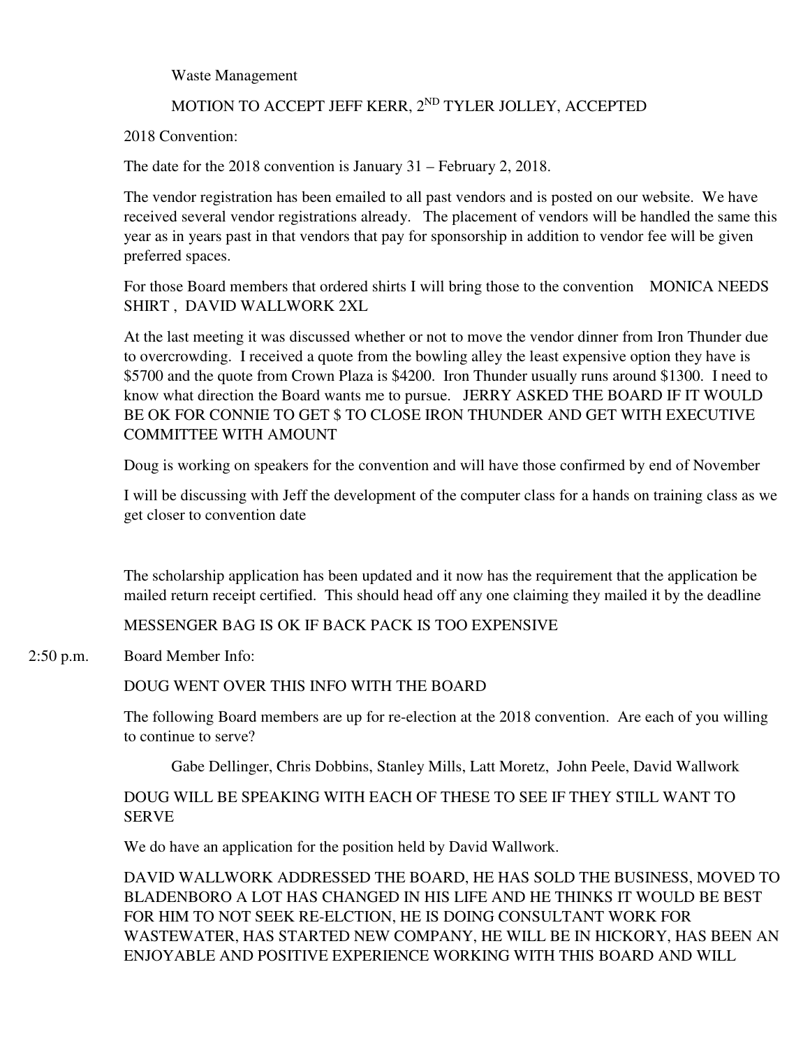Waste Management

MOTION TO ACCEPT JEFF KERR, 2ND TYLER JOLLEY, ACCEPTED

2018 Convention:

The date for the 2018 convention is January 31 – February 2, 2018.

The vendor registration has been emailed to all past vendors and is posted on our website. We have received several vendor registrations already. The placement of vendors will be handled the same this year as in years past in that vendors that pay for sponsorship in addition to vendor fee will be given preferred spaces.

For those Board members that ordered shirts I will bring those to the convention MONICA NEEDS SHIRT , DAVID WALLWORK 2XL

At the last meeting it was discussed whether or not to move the vendor dinner from Iron Thunder due to overcrowding. I received a quote from the bowling alley the least expensive option they have is $5700 and the quote from Crown Plaza is $4200. Iron Thunder usually runs around $1300. I need to know what direction the Board wants me to pursue. JERRY ASKED THE BOARD IF IT WOULD BE OK FOR CONNIE TO GET $ TO CLOSE IRON THUNDER AND GET WITH EXECUTIVE COMMITTEE WITH AMOUNT

Doug is working on speakers for the convention and will have those confirmed by end of November

I will be discussing with Jeff the development of the computer class for a hands on training class as we get closer to convention date

The scholarship application has been updated and it now has the requirement that the application be mailed return receipt certified. This should head off any one claiming they mailed it by the deadline

MESSENGER BAG IS OK IF BACK PACK IS TOO EXPENSIVE

2:50 p.m. Board Member Info:

DOUG WENT OVER THIS INFO WITH THE BOARD

The following Board members are up for re-election at the 2018 convention. Are each of you willing to continue to serve?

Gabe Dellinger, Chris Dobbins, Stanley Mills, Latt Moretz, John Peele, David Wallwork

DOUG WILL BE SPEAKING WITH EACH OF THESE TO SEE IF THEY STILL WANT TO SERVE

We do have an application for the position held by David Wallwork.

DAVID WALLWORK ADDRESSED THE BOARD, HE HAS SOLD THE BUSINESS, MOVED TO BLADENBORO A LOT HAS CHANGED IN HIS LIFE AND HE THINKS IT WOULD BE BEST FOR HIM TO NOT SEEK RE-ELCTION, HE IS DOING CONSULTANT WORK FOR WASTEWATER, HAS STARTED NEW COMPANY, HE WILL BE IN HICKORY, HAS BEEN AN ENJOYABLE AND POSITIVE EXPERIENCE WORKING WITH THIS BOARD AND WILL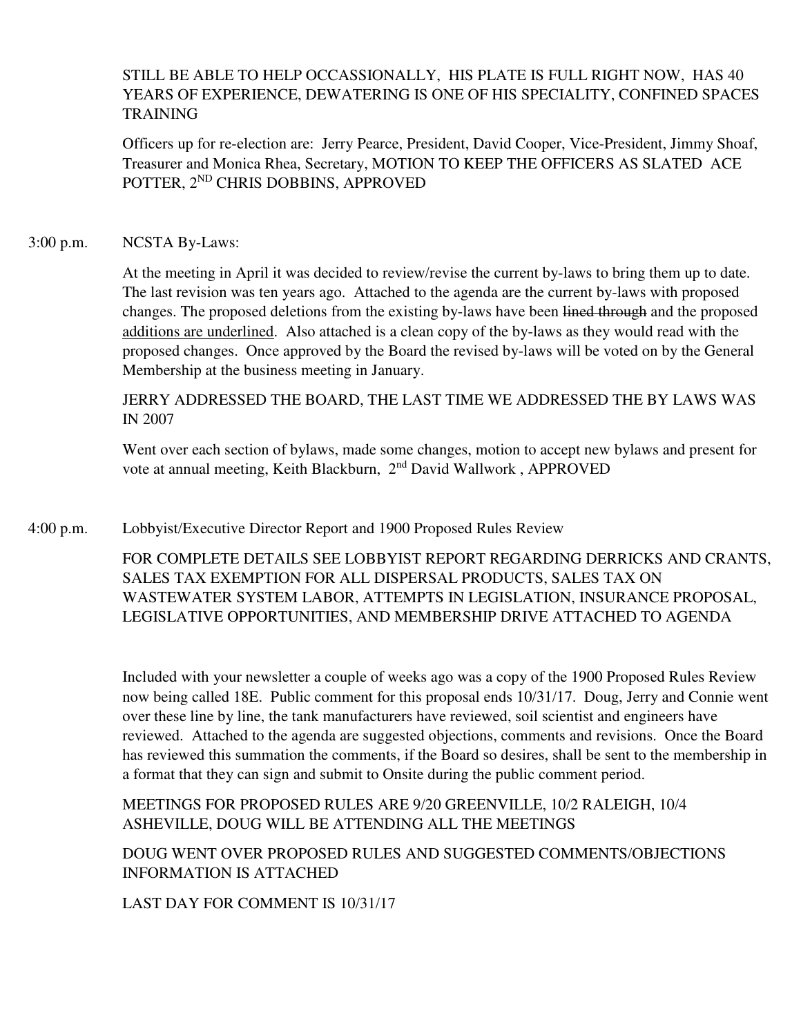STILL BE ABLE TO HELP OCCASSIONALLY, HIS PLATE IS FULL RIGHT NOW, HAS 40 YEARS OF EXPERIENCE, DEWATERING IS ONE OF HIS SPECIALITY, CONFINED SPACES TRAINING

Officers up for re-election are: Jerry Pearce, President, David Cooper, Vice-President, Jimmy Shoaf, Treasurer and Monica Rhea, Secretary, MOTION TO KEEP THE OFFICERS AS SLATED ACE POTTER, 2ND CHRIS DOBBINS, APPROVED

3:00 p.m. NCSTA By-Laws:

At the meeting in April it was decided to review/revise the current by-laws to bring them up to date. The last revision was ten years ago. Attached to the agenda are the current by-laws with proposed changes. The proposed deletions from the existing by-laws have been ~~lined through~~ and the proposed <u>additions are underlined</u>. Also attached is a clean copy of the by-laws as they would read with the proposed changes. Once approved by the Board the revised by-laws will be voted on by the General Membership at the business meeting in January.

JERRY ADDRESSED THE BOARD, THE LAST TIME WE ADDRESSED THE BY LAWS WAS IN 2007

Went over each section of bylaws, made some changes, motion to accept new bylaws and present for vote at annual meeting, Keith Blackburn, 2nd David Wallwork , APPROVED

4:00 p.m. Lobbyist/Executive Director Report and 1900 Proposed Rules Review

FOR COMPLETE DETAILS SEE LOBBYIST REPORT REGARDING DERRICKS AND CRANTS, SALES TAX EXEMPTION FOR ALL DISPERSAL PRODUCTS, SALES TAX ON WASTEWATER SYSTEM LABOR, ATTEMPTS IN LEGISLATION, INSURANCE PROPOSAL, LEGISLATIVE OPPORTUNITIES, AND MEMBERSHIP DRIVE ATTACHED TO AGENDA

Included with your newsletter a couple of weeks ago was a copy of the 1900 Proposed Rules Review now being called 18E. Public comment for this proposal ends 10/31/17. Doug, Jerry and Connie went over these line by line, the tank manufacturers have reviewed, soil scientist and engineers have reviewed. Attached to the agenda are suggested objections, comments and revisions. Once the Board has reviewed this summation the comments, if the Board so desires, shall be sent to the membership in a format that they can sign and submit to Onsite during the public comment period.

MEETINGS FOR PROPOSED RULES ARE 9/20 GREENVILLE, 10/2 RALEIGH, 10/4 ASHEVILLE, DOUG WILL BE ATTENDING ALL THE MEETINGS

DOUG WENT OVER PROPOSED RULES AND SUGGESTED COMMENTS/OBJECTIONS INFORMATION IS ATTACHED

LAST DAY FOR COMMENT IS 10/31/17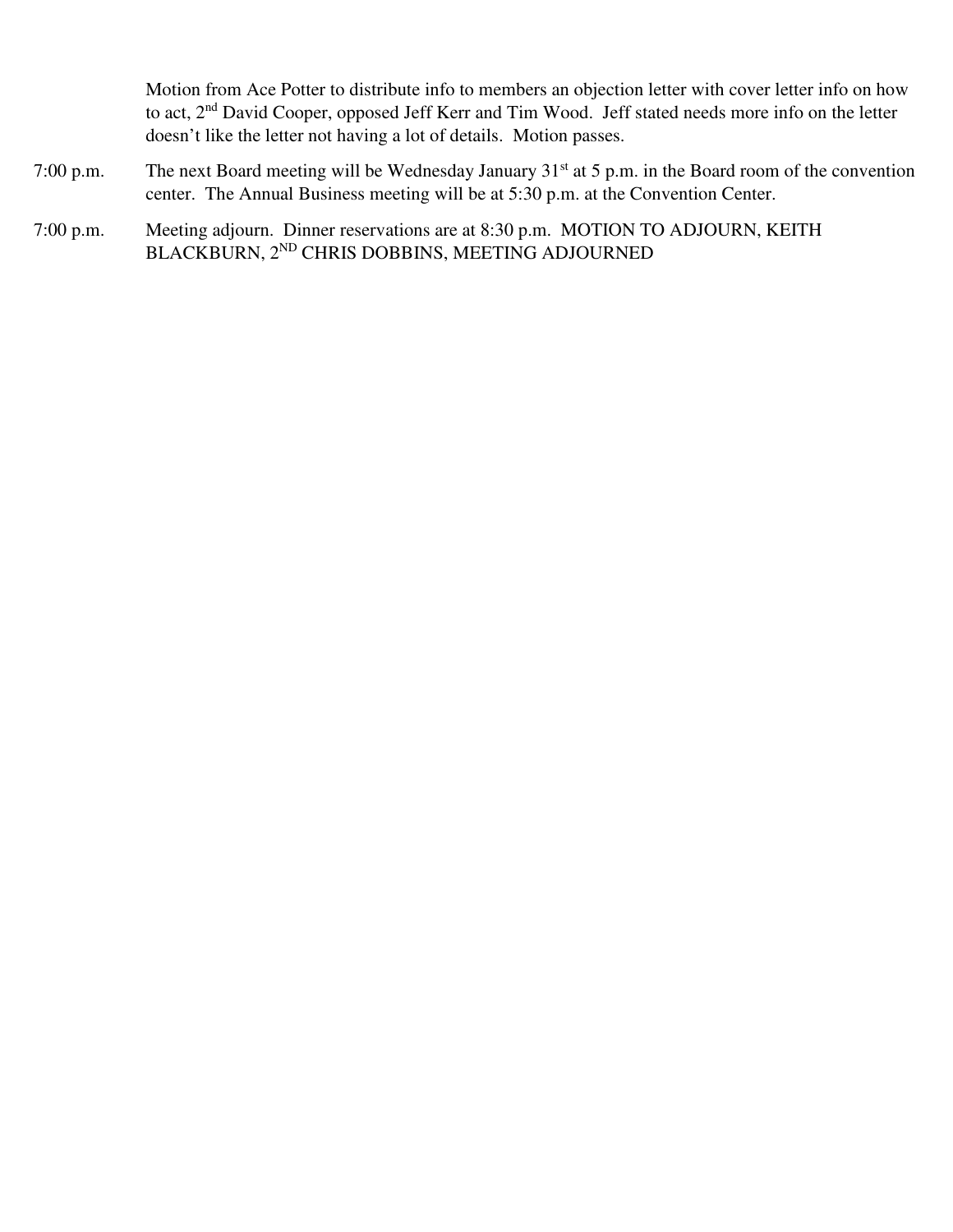Motion from Ace Potter to distribute info to members an objection letter with cover letter info on how to act, 2nd David Cooper, opposed Jeff Kerr and Tim Wood. Jeff stated needs more info on the letter doesn't like the letter not having a lot of details. Motion passes.

7:00 p.m. The next Board meeting will be Wednesday January 31st at 5 p.m. in the Board room of the convention center. The Annual Business meeting will be at 5:30 p.m. at the Convention Center.

7:00 p.m. Meeting adjourn. Dinner reservations are at 8:30 p.m. MOTION TO ADJOURN, KEITH BLACKBURN, 2ND CHRIS DOBBINS, MEETING ADJOURNED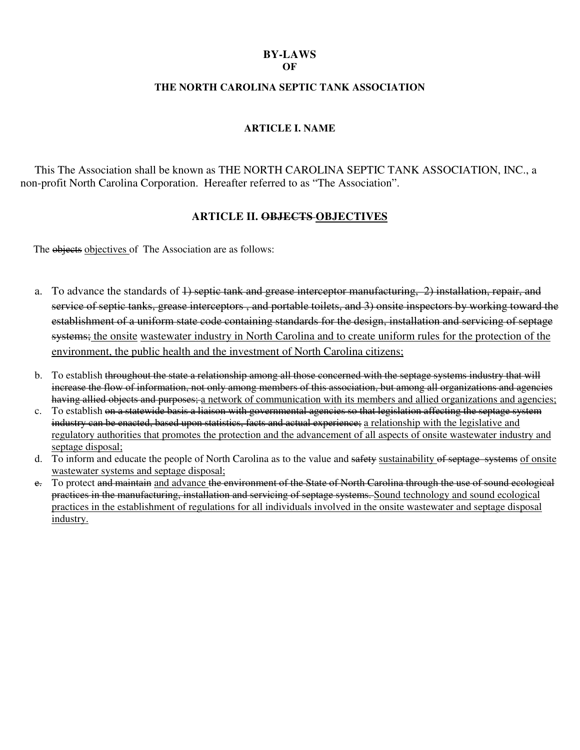# BY-LAWS
# OF
## THE NORTH CAROLINA SEPTIC TANK ASSOCIATION

### ARTICLE I. NAME

This The Association shall be known as THE NORTH CAROLINA SEPTIC TANK ASSOCIATION, INC., a non-profit North Carolina Corporation. Hereafter referred to as "The Association".

### ARTICLE II. ~~OBJECTS~~ <u>OBJECTIVES</u>

The ~~objects~~ <u>objectives</u> of The Association are as follows:

a. To advance the standards of ~~1) septic tank and grease interceptor manufacturing, 2) installation, repair, and service of septic tanks, grease interceptors , and portable toilets, and 3) onsite inspectors by working toward the establishment of a uniform state code containing standards for the design, installation and servicing of septage systems;~~ <u>the onsite wastewater industry in North Carolina and to create uniform rules for the protection of the environment, the public health and the investment of North Carolina citizens;</u>

b. To establish ~~throughout the state a relationship among all those concerned with the septage systems industry that will increase the flow of information, not only among members of this association, but among all organizations and agencies having allied objects and purposes;~~ <u>a network of communication with its members and allied organizations and agencies;</u>

c. To establish ~~on a statewide basis a liaison with governmental agencies so that legislation affecting the septage system industry can be enacted, based upon statistics, facts and actual experience;~~ <u>a relationship with the legislative and regulatory authorities that promotes the protection and the advancement of all aspects of onsite wastewater industry and septage disposal;</u>

d. To inform and educate the people of North Carolina as to the value and ~~safety~~ <u>sustainability</u> ~~of septage systems~~ <u>of onsite wastewater systems and septage disposal;</u>

~~e.~~ To protect ~~and maintain~~ <u>and advance</u> ~~the environment of the State of North Carolina through the use of sound ecological practices in the manufacturing, installation and servicing of septage systems.~~ <u>Sound technology and sound ecological practices in the establishment of regulations for all individuals involved in the onsite wastewater and septage disposal industry.</u>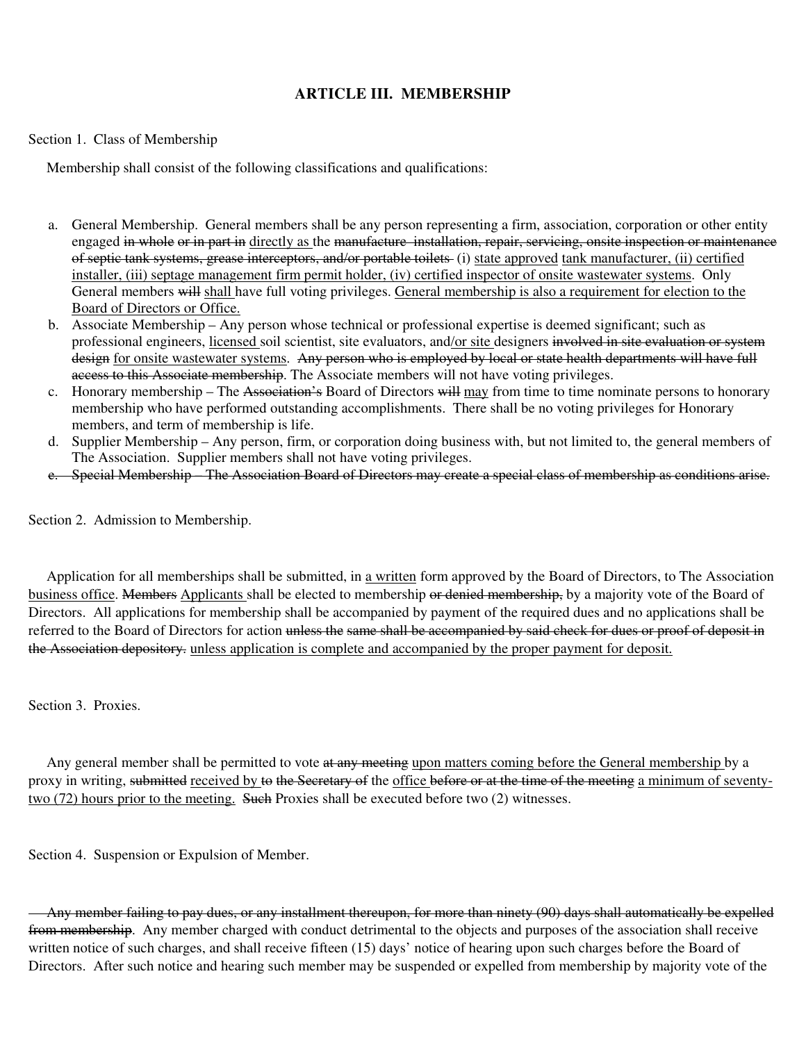## ARTICLE III. MEMBERSHIP

Section 1. Class of Membership

Membership shall consist of the following classifications and qualifications:

a. General Membership. General members shall be any person representing a firm, association, corporation or other entity engaged ~~in whole or in part in~~ <u>directly as</u> the ~~manufacture installation, repair, servicing, onsite inspection or maintenance of septic tank systems, grease interceptors, and/or portable toilets~~ (i) <u>state approved</u> <u>tank manufacturer, (ii) certified installer, (iii) septage management firm permit holder, (iv) certified inspector of onsite wastewater systems</u>. Only General members ~~will~~ <u>shall</u> have full voting privileges. <u>General membership is also a requirement for election to the Board of Directors or Office.</u>
b. Associate Membership – Any person whose technical or professional expertise is deemed significant; such as professional engineers, <u>licensed</u> soil scientist, site evaluators, and<u>/or site</u> designers ~~involved in site evaluation or system design~~ <u>for onsite wastewater systems</u>. ~~Any person who is employed by local or state health departments will have full access to this Associate membership~~. The Associate members will not have voting privileges.
c. Honorary membership – The ~~Association's~~ Board of Directors ~~will~~ <u>may</u> from time to time nominate persons to honorary membership who have performed outstanding accomplishments. There shall be no voting privileges for Honorary members, and term of membership is life.
d. Supplier Membership – Any person, firm, or corporation doing business with, but not limited to, the general members of The Association. Supplier members shall not have voting privileges.
e. ~~Special Membership – The Association Board of Directors may create a special class of membership as conditions arise.~~

Section 2. Admission to Membership.

Application for all memberships shall be submitted, in <u>a written</u> form approved by the Board of Directors, to The Association <u>business office</u>. ~~Members~~ <u>Applicants</u> shall be elected to membership ~~or denied membership,~~ by a majority vote of the Board of Directors. All applications for membership shall be accompanied by payment of the required dues and no applications shall be referred to the Board of Directors for action ~~unless the same shall be accompanied by said check for dues or proof of deposit in the Association depository.~~ <u>unless application is complete and accompanied by the proper payment for deposit.</u>

Section 3. Proxies.

Any general member shall be permitted to vote ~~at any meeting~~ <u>upon matters coming before the General membership</u> by a proxy in writing, ~~submitted~~ <u>received by</u> ~~to the Secretary of~~ the <u>office</u> ~~before or at the time of the meeting~~ <u>a minimum of seventy-two (72) hours prior to the meeting.</u> ~~Such~~ Proxies shall be executed before two (2) witnesses.

Section 4. Suspension or Expulsion of Member.

~~Any member failing to pay dues, or any installment thereupon, for more than ninety (90) days shall automatically be expelled from membership~~. Any member charged with conduct detrimental to the objects and purposes of the association shall receive written notice of such charges, and shall receive fifteen (15) days' notice of hearing upon such charges before the Board of Directors. After such notice and hearing such member may be suspended or expelled from membership by majority vote of the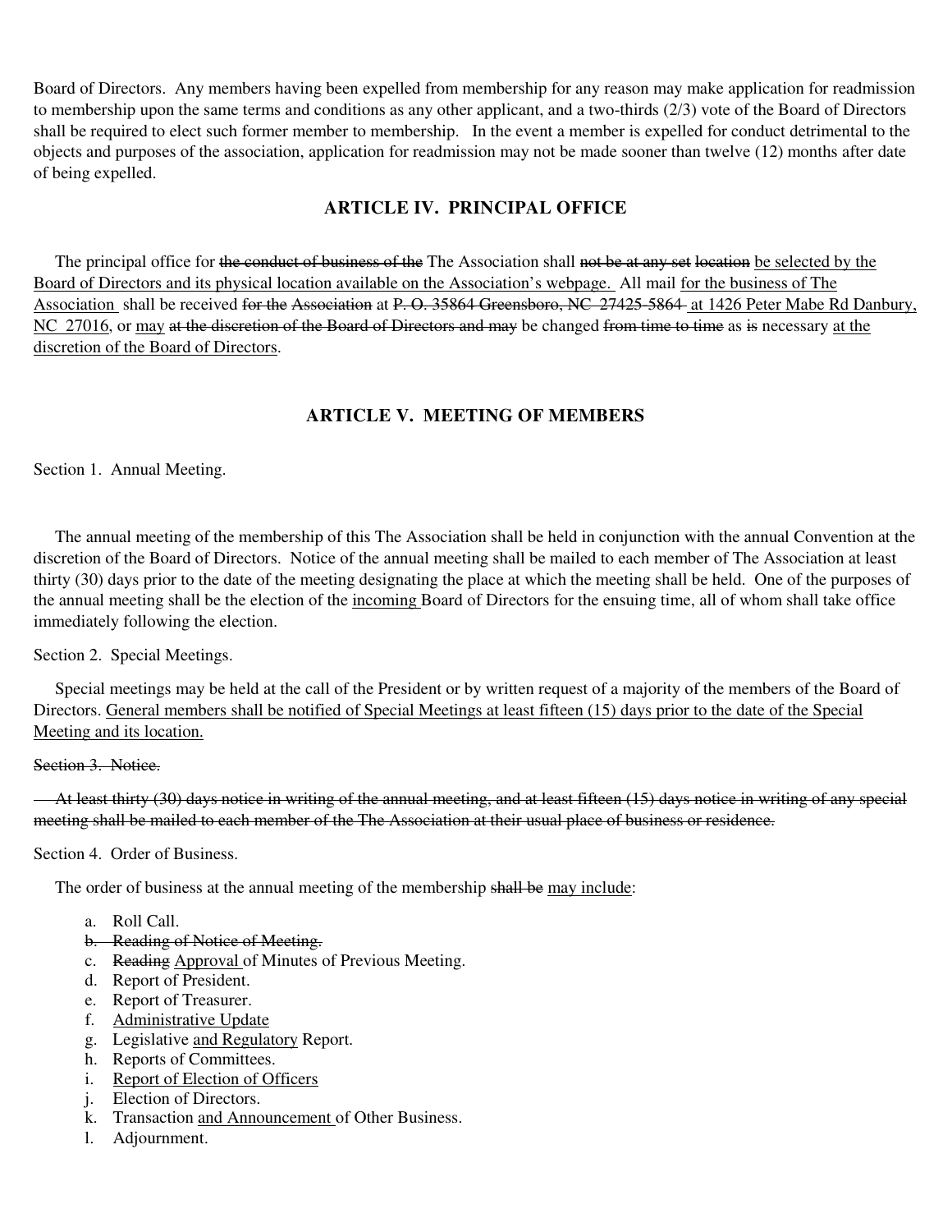Board of Directors. Any members having been expelled from membership for any reason may make application for readmission to membership upon the same terms and conditions as any other applicant, and a two-thirds (2/3) vote of the Board of Directors shall be required to elect such former member to membership. In the event a member is expelled for conduct detrimental to the objects and purposes of the association, application for readmission may not be made sooner than twelve (12) months after date of being expelled.

## ARTICLE IV. PRINCIPAL OFFICE

The principal office for ~~the conduct of business of the~~ The Association shall ~~not be at any set location~~ <u>be selected by the Board of Directors and its physical location available on the Association's webpage.</u> All mail <u>for the business of The Association</u> shall be received ~~for the Association~~ at ~~P. O. 35864 Greensboro, NC 27425-5864~~ <u>at 1426 Peter Mabe Rd Danbury, NC 27016</u>, or <u>may</u> ~~at the discretion of the Board of Directors and may~~ be changed ~~from time to time~~ as ~~is~~ necessary <u>at the discretion of the Board of Directors</u>.

## ARTICLE V. MEETING OF MEMBERS

Section 1. Annual Meeting.

The annual meeting of the membership of this The Association shall be held in conjunction with the annual Convention at the discretion of the Board of Directors. Notice of the annual meeting shall be mailed to each member of The Association at least thirty (30) days prior to the date of the meeting designating the place at which the meeting shall be held. One of the purposes of the annual meeting shall be the election of the <u>incoming</u> Board of Directors for the ensuing time, all of whom shall take office immediately following the election.

Section 2. Special Meetings.

Special meetings may be held at the call of the President or by written request of a majority of the members of the Board of Directors. <u>General members shall be notified of Special Meetings at least fifteen (15) days prior to the date of the Special Meeting and its location.</u>

~~Section 3. Notice.~~

~~At least thirty (30) days notice in writing of the annual meeting, and at least fifteen (15) days notice in writing of any special meeting shall be mailed to each member of the The Association at their usual place of business or residence.~~

Section 4. Order of Business.

The order of business at the annual meeting of the membership ~~shall be~~ <u>may include</u>:

a. Roll Call.
~~b. Reading of Notice of Meeting.~~
c. ~~Reading~~ <u>Approval</u> of Minutes of Previous Meeting.
d. Report of President.
e. Report of Treasurer.
f. <u>Administrative Update</u>
g. Legislative <u>and Regulatory</u> Report.
h. Reports of Committees.
i. <u>Report of Election of Officers</u>
j. Election of Directors.
k. Transaction <u>and Announcement</u> of Other Business.
l. Adjournment.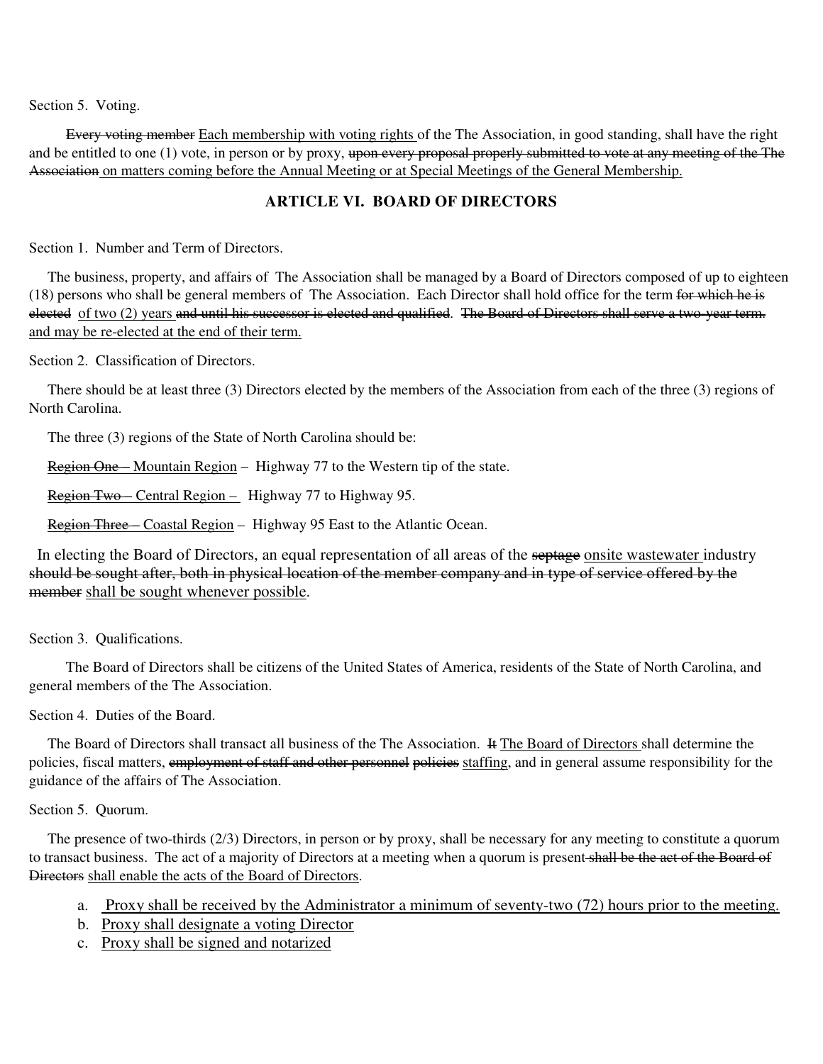Section 5. Voting.

~~Every voting member~~ Each membership with voting rights of the The Association, in good standing, shall have the right and be entitled to one (1) vote, in person or by proxy, ~~upon every proposal properly submitted to vote at any meeting of the The Association~~ on matters coming before the Annual Meeting or at Special Meetings of the General Membership.

## ARTICLE VI. BOARD OF DIRECTORS

Section 1. Number and Term of Directors.

The business, property, and affairs of The Association shall be managed by a Board of Directors composed of up to eighteen (18) persons who shall be general members of The Association. Each Director shall hold office for the term ~~for which he is elected~~ of two (2) years ~~and until his successor is elected and qualified~~. ~~The Board of Directors shall serve a two-year term.~~ and may be re-elected at the end of their term.

Section 2. Classification of Directors.

There should be at least three (3) Directors elected by the members of the Association from each of the three (3) regions of North Carolina.

The three (3) regions of the State of North Carolina should be:

~~Region One –~~ Mountain Region – Highway 77 to the Western tip of the state.

~~Region Two –~~ Central Region – Highway 77 to Highway 95.

~~Region Three –~~ Coastal Region – Highway 95 East to the Atlantic Ocean.

In electing the Board of Directors, an equal representation of all areas of the ~~septage~~ onsite wastewater industry ~~should be sought after, both in physical location of the member company and in type of service offered by the member~~ shall be sought whenever possible.

Section 3. Qualifications.

The Board of Directors shall be citizens of the United States of America, residents of the State of North Carolina, and general members of the The Association.

Section 4. Duties of the Board.

The Board of Directors shall transact all business of the The Association. ~~It~~ The Board of Directors shall determine the policies, fiscal matters, ~~employment of staff and other personnel policies~~ staffing, and in general assume responsibility for the guidance of the affairs of The Association.

Section 5. Quorum.

The presence of two-thirds (2/3) Directors, in person or by proxy, shall be necessary for any meeting to constitute a quorum to transact business. The act of a majority of Directors at a meeting when a quorum is present ~~shall be the act of the Board of Directors~~ shall enable the acts of the Board of Directors.

a. Proxy shall be received by the Administrator a minimum of seventy-two (72) hours prior to the meeting.
b. Proxy shall designate a voting Director
c. Proxy shall be signed and notarized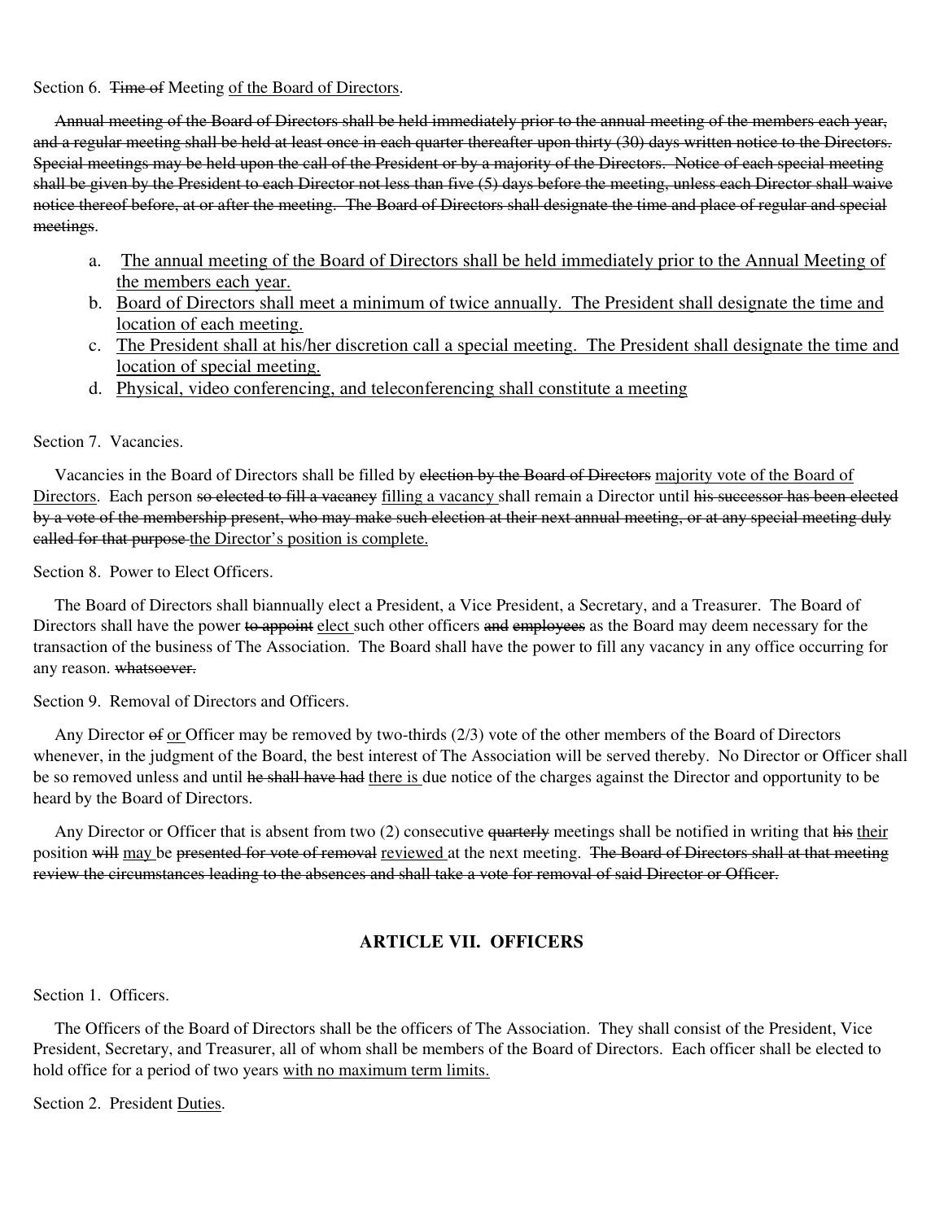Section 6. ~~Time of~~ Meeting <u>of the Board of Directors</u>.

~~Annual meeting of the Board of Directors shall be held immediately prior to the annual meeting of the members each year, and a regular meeting shall be held at least once in each quarter thereafter upon thirty (30) days written notice to the Directors. Special meetings may be held upon the call of the President or by a majority of the Directors. Notice of each special meeting shall be given by the President to each Director not less than five (5) days before the meeting, unless each Director shall waive notice thereof before, at or after the meeting. The Board of Directors shall designate the time and place of regular and special meetings~~.

a. <u>The annual meeting of the Board of Directors shall be held immediately prior to the Annual Meeting of the members each year.</u>
b. <u>Board of Directors shall meet a minimum of twice annually. The President shall designate the time and location of each meeting.</u>
c. <u>The President shall at his/her discretion call a special meeting. The President shall designate the time and location of special meeting.</u>
d. <u>Physical, video conferencing, and teleconferencing shall constitute a meeting</u>

Section 7. Vacancies.

Vacancies in the Board of Directors shall be filled by ~~election by the Board of Directors~~ <u>majority vote of the Board of Directors</u>. Each person ~~so elected to fill a vacancy~~ <u>filling a vacancy</u> shall remain a Director until ~~his successor has been elected by a vote of the membership present, who may make such election at their next annual meeting, or at any special meeting duly called for that purpose~~ <u>the Director's position is complete.</u>

Section 8. Power to Elect Officers.

The Board of Directors shall biannually elect a President, a Vice President, a Secretary, and a Treasurer. The Board of Directors shall have the power ~~to appoint~~ <u>elect</u> such other officers ~~and employees~~ as the Board may deem necessary for the transaction of the business of The Association. The Board shall have the power to fill any vacancy in any office occurring for any reason. ~~whatsoever.~~

Section 9. Removal of Directors and Officers.

Any Director ~~of~~ <u>or</u> Officer may be removed by two-thirds (2/3) vote of the other members of the Board of Directors whenever, in the judgment of the Board, the best interest of The Association will be served thereby. No Director or Officer shall be so removed unless and until ~~he shall have had~~ <u>there is</u> due notice of the charges against the Director and opportunity to be heard by the Board of Directors.

Any Director or Officer that is absent from two (2) consecutive ~~quarterly~~ meetings shall be notified in writing that ~~his~~ <u>their</u> position ~~will~~ <u>may</u> be ~~presented for vote of removal~~ <u>reviewed</u> at the next meeting. ~~The Board of Directors shall at that meeting review the circumstances leading to the absences and shall take a vote for removal of said Director or Officer.~~

## ARTICLE VII. OFFICERS

Section 1. Officers.

The Officers of the Board of Directors shall be the officers of The Association. They shall consist of the President, Vice President, Secretary, and Treasurer, all of whom shall be members of the Board of Directors. Each officer shall be elected to hold office for a period of two years <u>with no maximum term limits.</u>

Section 2. President <u>Duties</u>.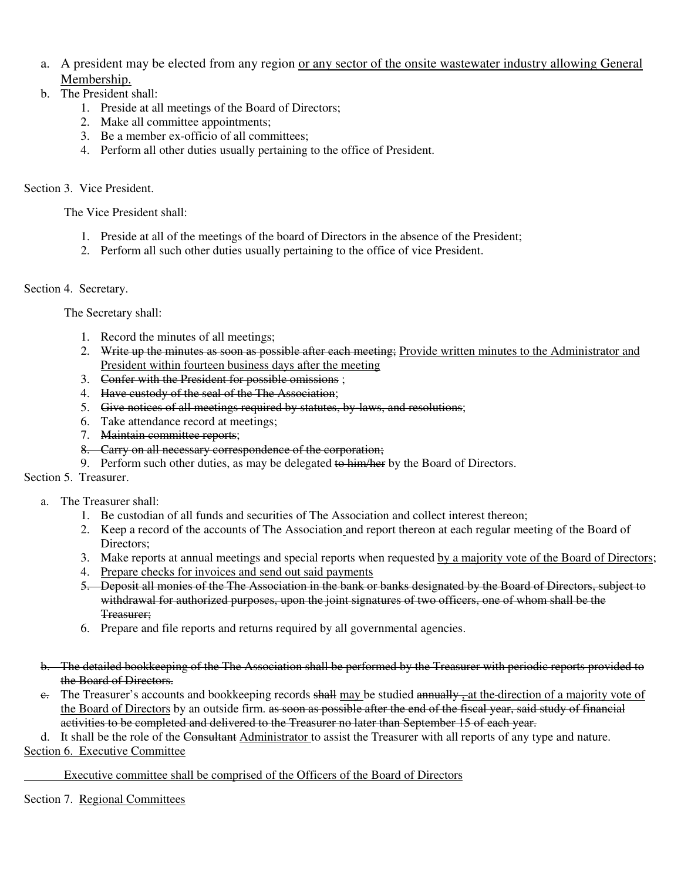a. A president may be elected from any region <u>or any sector of the onsite wastewater industry allowing General Membership.</u>
b. The President shall:
    1. Preside at all meetings of the Board of Directors;
    2. Make all committee appointments;
    3. Be a member ex-officio of all committees;
    4. Perform all other duties usually pertaining to the office of President.

Section 3. Vice President.

The Vice President shall:

1. Preside at all of the meetings of the board of Directors in the absence of the President;
2. Perform all such other duties usually pertaining to the office of vice President.

Section 4. Secretary.

The Secretary shall:

1. Record the minutes of all meetings;
2. ~~Write up the minutes as soon as possible after each meeting;~~ <u>Provide written minutes to the Administrator and President within fourteen business days after the meeting</u>
3. ~~Confer with the President for possible omissions~~ ;
4. ~~Have custody of the seal of the The Association~~;
5. ~~Give notices of all meetings required by statutes, by-laws, and resolutions~~;
6. Take attendance record at meetings;
7. ~~Maintain committee reports~~;
8. ~~Carry on all necessary correspondence of the corporation;~~
9. Perform such other duties, as may be delegated ~~to him/her~~ by the Board of Directors.

Section 5. Treasurer.

a. The Treasurer shall:
    1. Be custodian of all funds and securities of The Association and collect interest thereon;
    2. Keep a record of the accounts of The Association and report thereon at each regular meeting of the Board of Directors;
    3. Make reports at annual meetings and special reports when requested <u>by a majority vote of the Board of Directors</u>;
    4. <u>Prepare checks for invoices and send out said payments</u>
    5. ~~Deposit all monies of the The Association in the bank or banks designated by the Board of Directors, subject to withdrawal for authorized purposes, upon the joint signatures of two officers, one of whom shall be the Treasurer;~~
    6. Prepare and file reports and returns required by all governmental agencies.

~~b. The detailed bookkeeping of the The Association shall be performed by the Treasurer with periodic reports provided to the Board of Directors.~~

~~c.~~ The Treasurer's accounts and bookkeeping records ~~shall~~ <u>may</u> be studied ~~annually ,~~ <u>at the direction of a majority vote of the Board of Directors</u> by an outside firm. ~~as soon as possible after the end of the fiscal year, said study of financial activities to be completed and delivered to the Treasurer no later than September 15 of each year.~~

d. It shall be the role of the ~~Consultant~~ <u>Administrator</u> to assist the Treasurer with all reports of any type and nature.

<u>Section 6. Executive Committee</u>

<u>Executive committee shall be comprised of the Officers of the Board of Directors</u>

Section 7. <u>Regional Committees</u>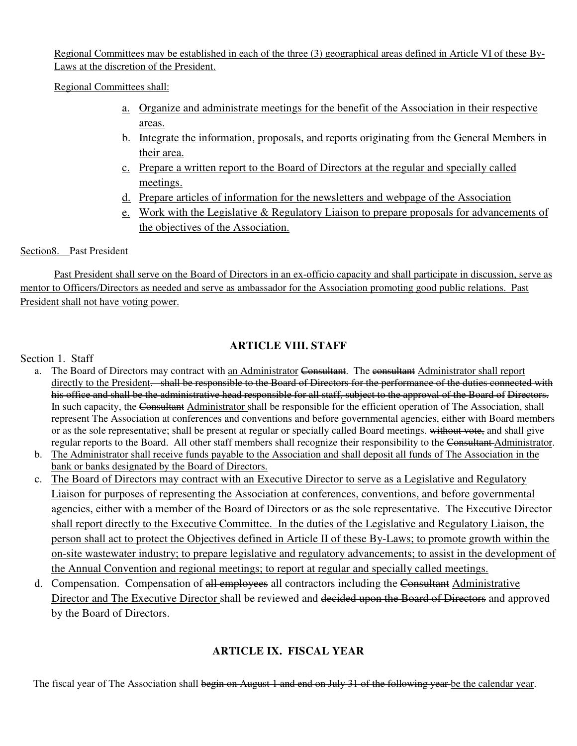Regional Committees may be established in each of the three (3) geographical areas defined in Article VI of these By-Laws at the discretion of the President.

Regional Committees shall:

a. Organize and administrate meetings for the benefit of the Association in their respective areas.
b. Integrate the information, proposals, and reports originating from the General Members in their area.
c. Prepare a written report to the Board of Directors at the regular and specially called meetings.
d. Prepare articles of information for the newsletters and webpage of the Association
e. Work with the Legislative & Regulatory Liaison to prepare proposals for advancements of the objectives of the Association.

Section8. Past President

Past President shall serve on the Board of Directors in an ex-officio capacity and shall participate in discussion, serve as mentor to Officers/Directors as needed and serve as ambassador for the Association promoting good public relations. Past President shall not have voting power.

## ARTICLE VIII. STAFF

Section 1. Staff

a. The Board of Directors may contract with an Administrator ~~Consultant~~. The ~~consultant~~ Administrator shall report directly to the President~~. shall be responsible to the Board of Directors for the performance of the duties connected with his office and shall be the administrative head responsible for all staff, subject to the approval of the Board of Directors.~~ In such capacity, the ~~Consultant~~ Administrator shall be responsible for the efficient operation of The Association, shall represent The Association at conferences and conventions and before governmental agencies, either with Board members or as the sole representative; shall be present at regular or specially called Board meetings. ~~without vote,~~ and shall give regular reports to the Board. All other staff members shall recognize their responsibility to the ~~Consultant~~ Administrator.
b. The Administrator shall receive funds payable to the Association and shall deposit all funds of The Association in the bank or banks designated by the Board of Directors.
c. The Board of Directors may contract with an Executive Director to serve as a Legislative and Regulatory Liaison for purposes of representing the Association at conferences, conventions, and before governmental agencies, either with a member of the Board of Directors or as the sole representative. The Executive Director shall report directly to the Executive Committee. In the duties of the Legislative and Regulatory Liaison, the person shall act to protect the Objectives defined in Article II of these By-Laws; to promote growth within the on-site wastewater industry; to prepare legislative and regulatory advancements; to assist in the development of the Annual Convention and regional meetings; to report at regular and specially called meetings.
d. Compensation. Compensation of ~~all employees~~ all contractors including the ~~Consultant~~ Administrative Director and The Executive Director shall be reviewed and ~~decided upon the Board of Directors~~ and approved by the Board of Directors.

## ARTICLE IX. FISCAL YEAR

The fiscal year of The Association shall ~~begin on August 1 and end on July 31 of the following year~~ be the calendar year.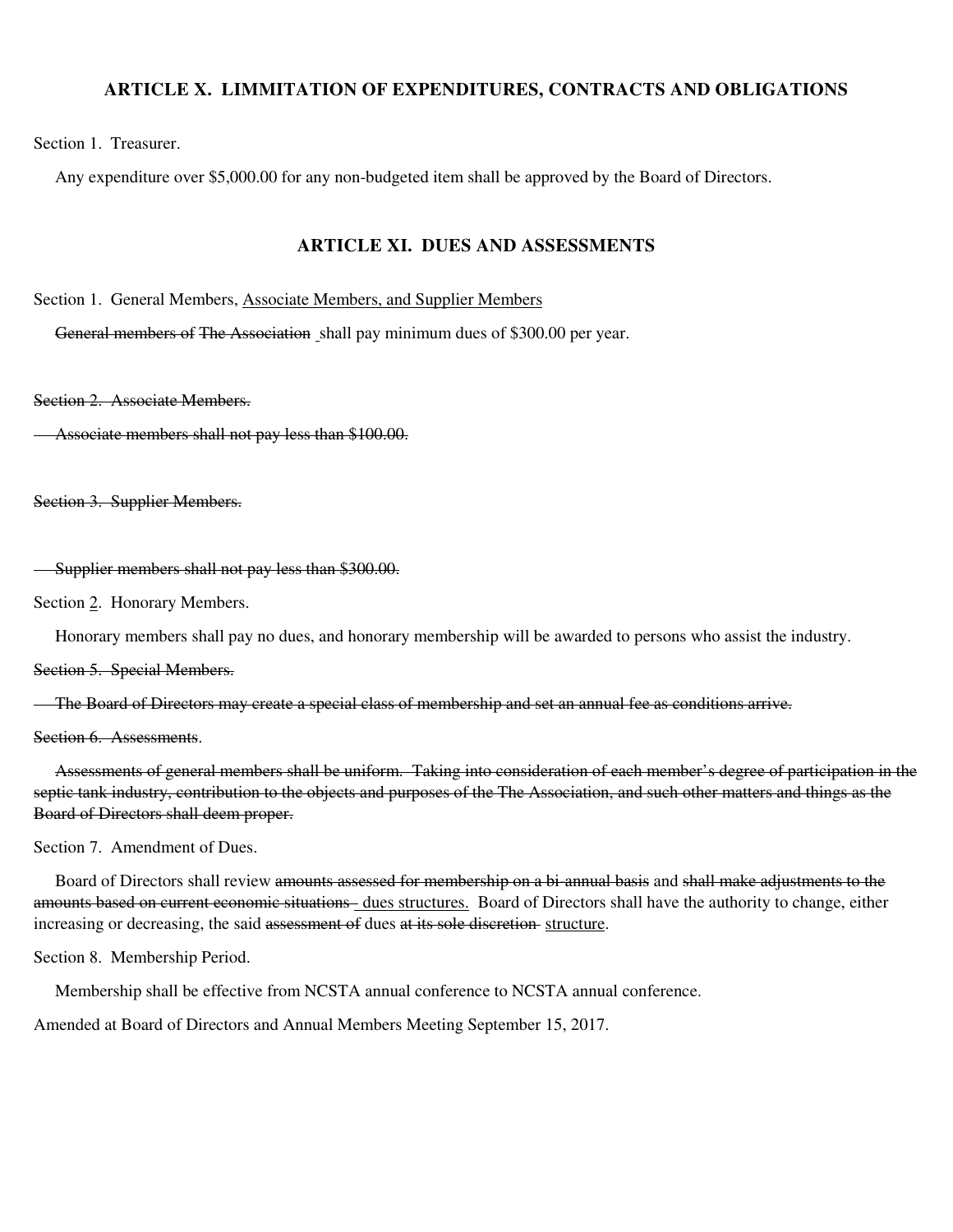## ARTICLE X. LIMMITATION OF EXPENDITURES, CONTRACTS AND OBLIGATIONS

Section 1. Treasurer.

Any expenditure over $5,000.00 for any non-budgeted item shall be approved by the Board of Directors.

## ARTICLE XI. DUES AND ASSESSMENTS

Section 1. General Members, <u>Associate Members, and Supplier Members</u>

~~General members of The Association~~ shall pay minimum dues of $300.00 per year.

~~Section 2. Associate Members.~~

~~Associate members shall not pay less than $100.00.~~

~~Section 3. Supplier Members.~~

~~Supplier members shall not pay less than $300.00.~~

Section <u>2</u>. Honorary Members.

Honorary members shall pay no dues, and honorary membership will be awarded to persons who assist the industry.

~~Section 5. Special Members.~~

~~The Board of Directors may create a special class of membership and set an annual fee as conditions arrive.~~

~~Section 6. Assessments~~.

~~Assessments of general members shall be uniform. Taking into consideration of each member's degree of participation in the septic tank industry, contribution to the objects and purposes of the The Association, and such other matters and things as the Board of Directors shall deem proper.~~

Section 7. Amendment of Dues.

Board of Directors shall review ~~amounts assessed for membership on a bi-annual basis~~ and ~~shall make adjustments to the amounts based on current economic situations~~ <u>dues structures.</u> Board of Directors shall have the authority to change, either increasing or decreasing, the said ~~assessment of~~ dues ~~at its sole discretion~~ <u>structure</u>.

Section 8. Membership Period.

Membership shall be effective from NCSTA annual conference to NCSTA annual conference.

Amended at Board of Directors and Annual Members Meeting September 15, 2017.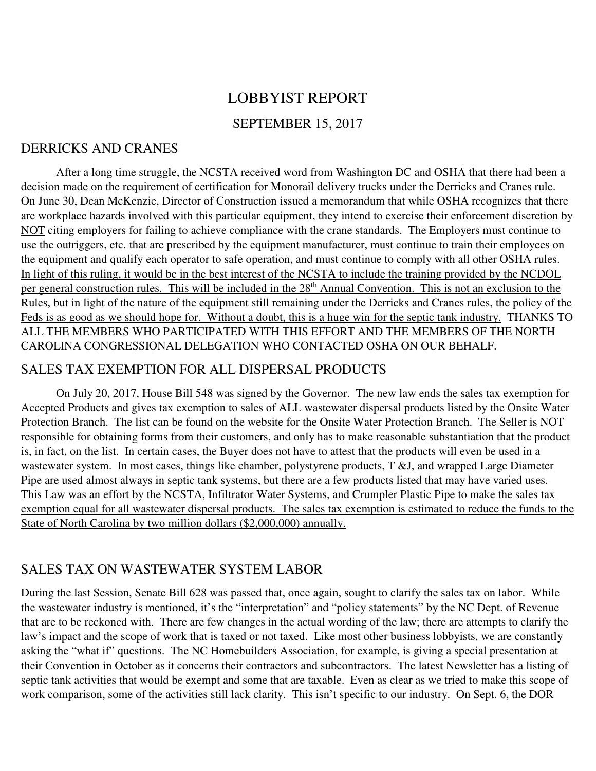# LOBBYIST REPORT

## SEPTEMBER 15, 2017

## DERRICKS AND CRANES

After a long time struggle, the NCSTA received word from Washington DC and OSHA that there had been a decision made on the requirement of certification for Monorail delivery trucks under the Derricks and Cranes rule. On June 30, Dean McKenzie, Director of Construction issued a memorandum that while OSHA recognizes that there are workplace hazards involved with this particular equipment, they intend to exercise their enforcement discretion by <u>NOT</u> citing employers for failing to achieve compliance with the crane standards. The Employers must continue to use the outriggers, etc. that are prescribed by the equipment manufacturer, must continue to train their employees on the equipment and qualify each operator to safe operation, and must continue to comply with all other OSHA rules. <u>In light of this ruling, it would be in the best interest of the NCSTA to include the training provided by the NCDOL per general construction rules. This will be included in the 28th Annual Convention. This is not an exclusion to the Rules, but in light of the nature of the equipment still remaining under the Derricks and Cranes rules, the policy of the Feds is as good as we should hope for. Without a doubt, this is a huge win for the septic tank industry.</u> THANKS TO ALL THE MEMBERS WHO PARTICIPATED WITH THIS EFFORT AND THE MEMBERS OF THE NORTH CAROLINA CONGRESSIONAL DELEGATION WHO CONTACTED OSHA ON OUR BEHALF.

## SALES TAX EXEMPTION FOR ALL DISPERSAL PRODUCTS

On July 20, 2017, House Bill 548 was signed by the Governor. The new law ends the sales tax exemption for Accepted Products and gives tax exemption to sales of ALL wastewater dispersal products listed by the Onsite Water Protection Branch. The list can be found on the website for the Onsite Water Protection Branch. The Seller is NOT responsible for obtaining forms from their customers, and only has to make reasonable substantiation that the product is, in fact, on the list. In certain cases, the Buyer does not have to attest that the products will even be used in a wastewater system. In most cases, things like chamber, polystyrene products, T &J, and wrapped Large Diameter Pipe are used almost always in septic tank systems, but there are a few products listed that may have varied uses. <u>This Law was an effort by the NCSTA, Infiltrator Water Systems, and Crumpler Plastic Pipe to make the sales tax exemption equal for all wastewater dispersal products. The sales tax exemption is estimated to reduce the funds to the State of North Carolina by two million dollars ($2,000,000) annually.</u>

## SALES TAX ON WASTEWATER SYSTEM LABOR

During the last Session, Senate Bill 628 was passed that, once again, sought to clarify the sales tax on labor. While the wastewater industry is mentioned, it's the "interpretation" and "policy statements" by the NC Dept. of Revenue that are to be reckoned with. There are few changes in the actual wording of the law; there are attempts to clarify the law's impact and the scope of work that is taxed or not taxed. Like most other business lobbyists, we are constantly asking the "what if" questions. The NC Homebuilders Association, for example, is giving a special presentation at their Convention in October as it concerns their contractors and subcontractors. The latest Newsletter has a listing of septic tank activities that would be exempt and some that are taxable. Even as clear as we tried to make this scope of work comparison, some of the activities still lack clarity. This isn't specific to our industry. On Sept. 6, the DOR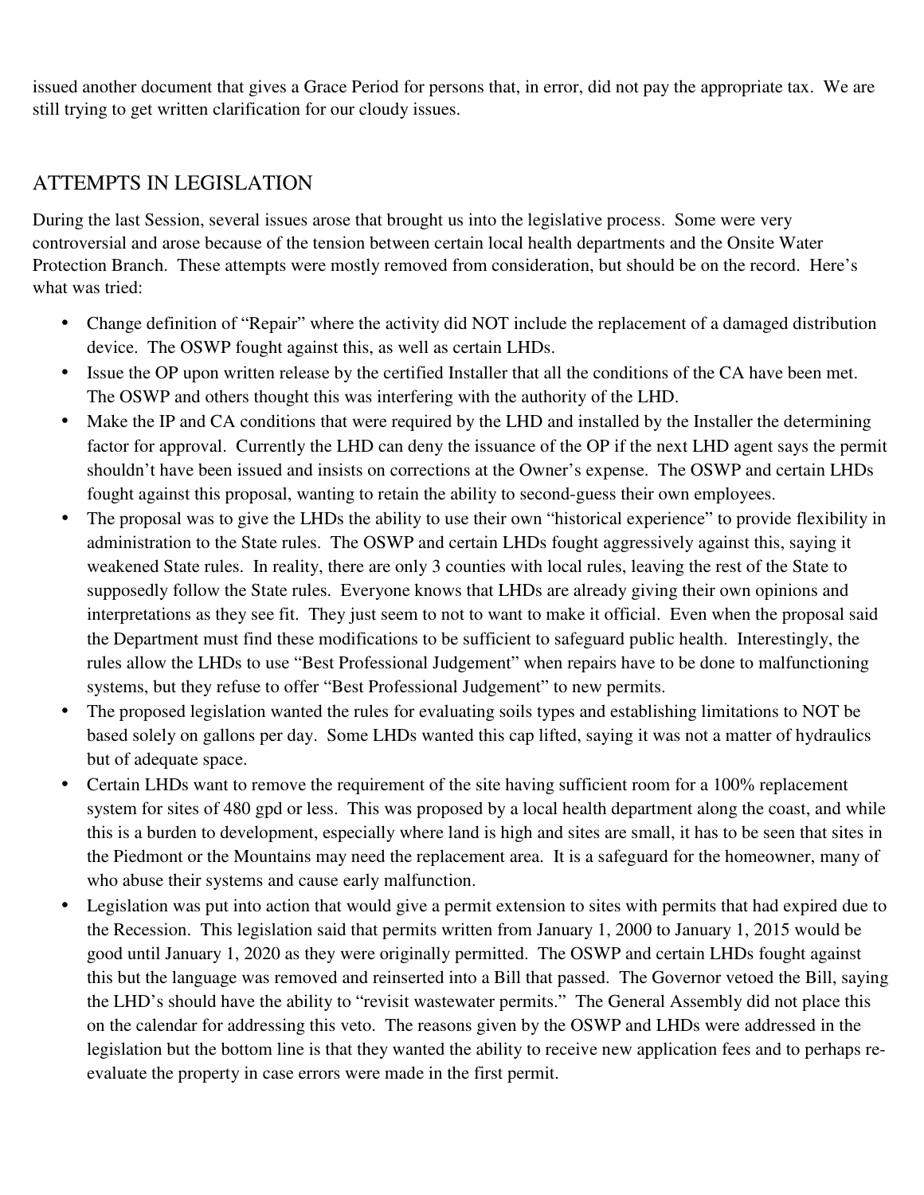issued another document that gives a Grace Period for persons that, in error, did not pay the appropriate tax. We are still trying to get written clarification for our cloudy issues.

## ATTEMPTS IN LEGISLATION

During the last Session, several issues arose that brought us into the legislative process. Some were very controversial and arose because of the tension between certain local health departments and the Onsite Water Protection Branch. These attempts were mostly removed from consideration, but should be on the record. Here's what was tried:

- Change definition of "Repair" where the activity did NOT include the replacement of a damaged distribution device. The OSWP fought against this, as well as certain LHDs.
- Issue the OP upon written release by the certified Installer that all the conditions of the CA have been met. The OSWP and others thought this was interfering with the authority of the LHD.
- Make the IP and CA conditions that were required by the LHD and installed by the Installer the determining factor for approval. Currently the LHD can deny the issuance of the OP if the next LHD agent says the permit shouldn't have been issued and insists on corrections at the Owner's expense. The OSWP and certain LHDs fought against this proposal, wanting to retain the ability to second-guess their own employees.
- The proposal was to give the LHDs the ability to use their own "historical experience" to provide flexibility in administration to the State rules. The OSWP and certain LHDs fought aggressively against this, saying it weakened State rules. In reality, there are only 3 counties with local rules, leaving the rest of the State to supposedly follow the State rules. Everyone knows that LHDs are already giving their own opinions and interpretations as they see fit. They just seem to not to want to make it official. Even when the proposal said the Department must find these modifications to be sufficient to safeguard public health. Interestingly, the rules allow the LHDs to use "Best Professional Judgement" when repairs have to be done to malfunctioning systems, but they refuse to offer "Best Professional Judgement" to new permits.
- The proposed legislation wanted the rules for evaluating soils types and establishing limitations to NOT be based solely on gallons per day. Some LHDs wanted this cap lifted, saying it was not a matter of hydraulics but of adequate space.
- Certain LHDs want to remove the requirement of the site having sufficient room for a 100% replacement system for sites of 480 gpd or less. This was proposed by a local health department along the coast, and while this is a burden to development, especially where land is high and sites are small, it has to be seen that sites in the Piedmont or the Mountains may need the replacement area. It is a safeguard for the homeowner, many of who abuse their systems and cause early malfunction.
- Legislation was put into action that would give a permit extension to sites with permits that had expired due to the Recession. This legislation said that permits written from January 1, 2000 to January 1, 2015 would be good until January 1, 2020 as they were originally permitted. The OSWP and certain LHDs fought against this but the language was removed and reinserted into a Bill that passed. The Governor vetoed the Bill, saying the LHD's should have the ability to "revisit wastewater permits." The General Assembly did not place this on the calendar for addressing this veto. The reasons given by the OSWP and LHDs were addressed in the legislation but the bottom line is that they wanted the ability to receive new application fees and to perhaps re-evaluate the property in case errors were made in the first permit.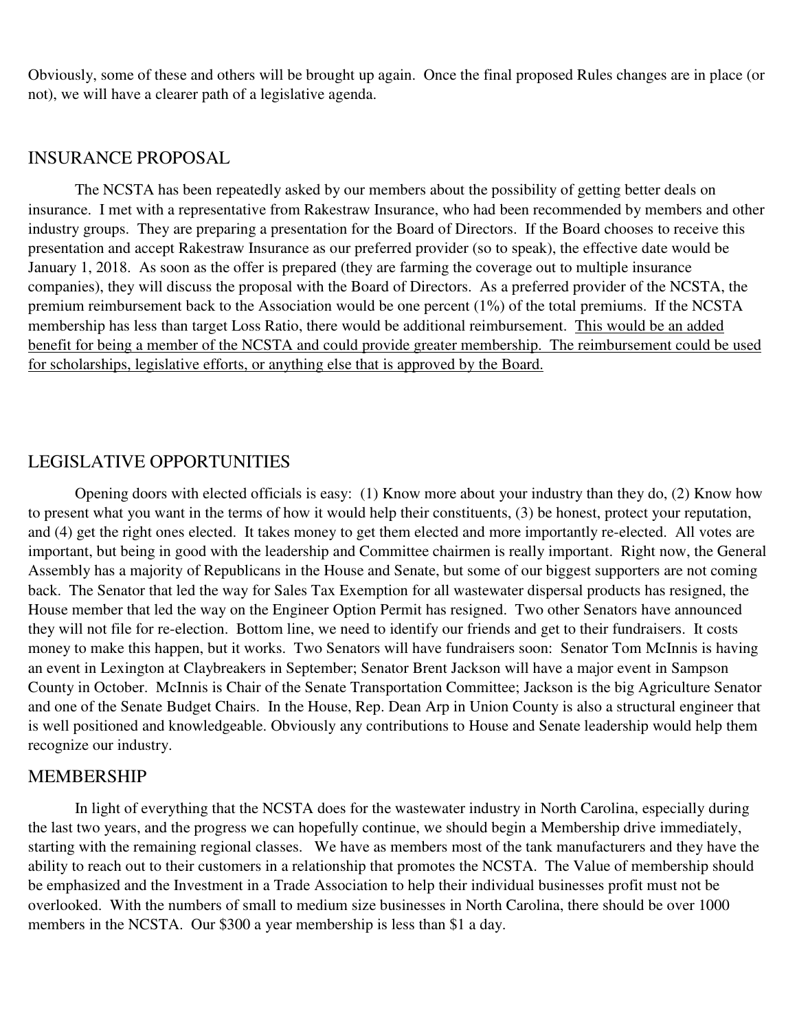Obviously, some of these and others will be brought up again. Once the final proposed Rules changes are in place (or not), we will have a clearer path of a legislative agenda.

## INSURANCE PROPOSAL

The NCSTA has been repeatedly asked by our members about the possibility of getting better deals on insurance. I met with a representative from Rakestraw Insurance, who had been recommended by members and other industry groups. They are preparing a presentation for the Board of Directors. If the Board chooses to receive this presentation and accept Rakestraw Insurance as our preferred provider (so to speak), the effective date would be January 1, 2018. As soon as the offer is prepared (they are farming the coverage out to multiple insurance companies), they will discuss the proposal with the Board of Directors. As a preferred provider of the NCSTA, the premium reimbursement back to the Association would be one percent (1%) of the total premiums. If the NCSTA membership has less than target Loss Ratio, there would be additional reimbursement. <u>This would be an added benefit for being a member of the NCSTA and could provide greater membership. The reimbursement could be used for scholarships, legislative efforts, or anything else that is approved by the Board.</u>

## LEGISLATIVE OPPORTUNITIES

Opening doors with elected officials is easy: (1) Know more about your industry than they do, (2) Know how to present what you want in the terms of how it would help their constituents, (3) be honest, protect your reputation, and (4) get the right ones elected. It takes money to get them elected and more importantly re-elected. All votes are important, but being in good with the leadership and Committee chairmen is really important. Right now, the General Assembly has a majority of Republicans in the House and Senate, but some of our biggest supporters are not coming back. The Senator that led the way for Sales Tax Exemption for all wastewater dispersal products has resigned, the House member that led the way on the Engineer Option Permit has resigned. Two other Senators have announced they will not file for re-election. Bottom line, we need to identify our friends and get to their fundraisers. It costs money to make this happen, but it works. Two Senators will have fundraisers soon: Senator Tom McInnis is having an event in Lexington at Claybreakers in September; Senator Brent Jackson will have a major event in Sampson County in October. McInnis is Chair of the Senate Transportation Committee; Jackson is the big Agriculture Senator and one of the Senate Budget Chairs. In the House, Rep. Dean Arp in Union County is also a structural engineer that is well positioned and knowledgeable. Obviously any contributions to House and Senate leadership would help them recognize our industry.

## MEMBERSHIP

In light of everything that the NCSTA does for the wastewater industry in North Carolina, especially during the last two years, and the progress we can hopefully continue, we should begin a Membership drive immediately, starting with the remaining regional classes. We have as members most of the tank manufacturers and they have the ability to reach out to their customers in a relationship that promotes the NCSTA. The Value of membership should be emphasized and the Investment in a Trade Association to help their individual businesses profit must not be overlooked. With the numbers of small to medium size businesses in North Carolina, there should be over 1000 members in the NCSTA. Our $300 a year membership is less than $1 a day.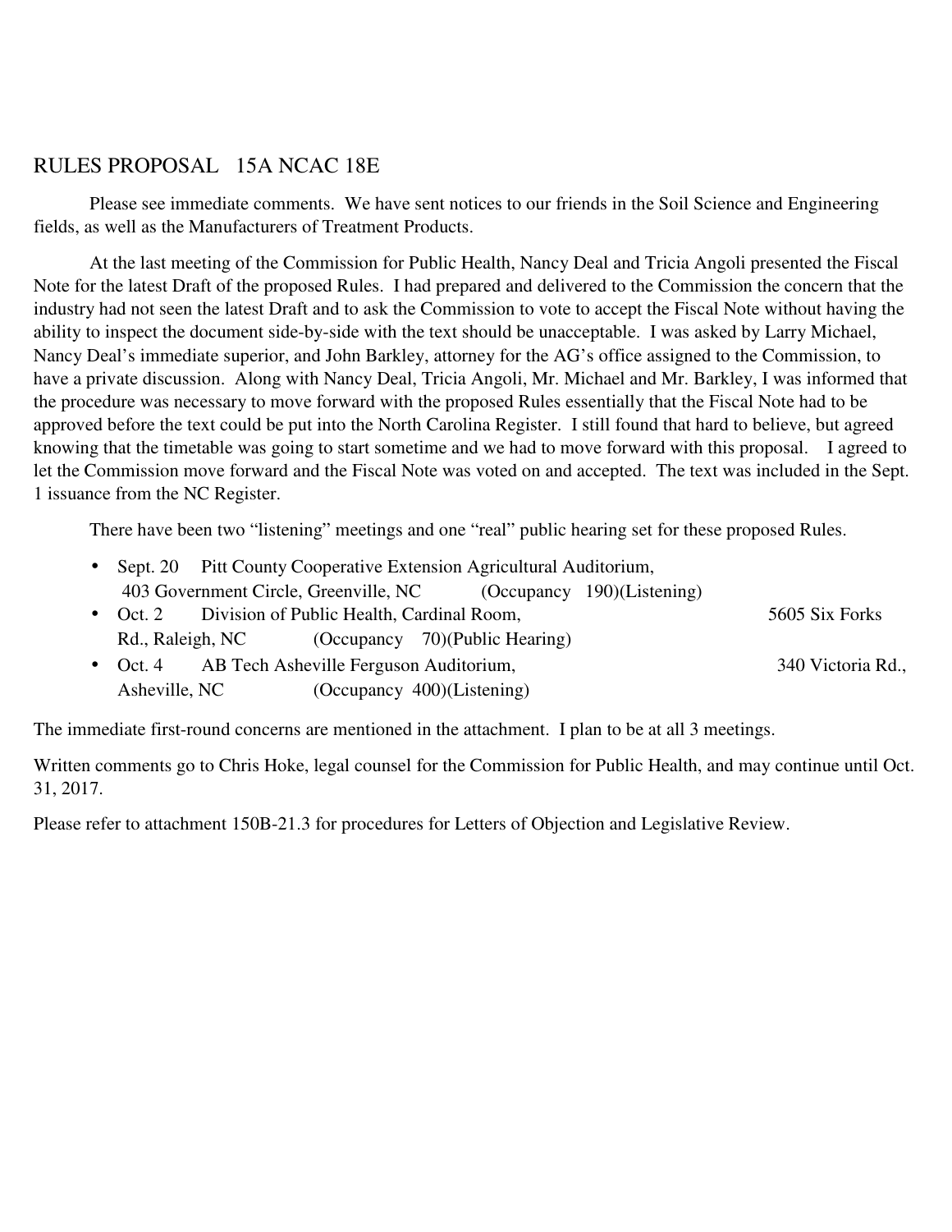# RULES PROPOSAL 15A NCAC 18E

Please see immediate comments. We have sent notices to our friends in the Soil Science and Engineering fields, as well as the Manufacturers of Treatment Products.

At the last meeting of the Commission for Public Health, Nancy Deal and Tricia Angoli presented the Fiscal Note for the latest Draft of the proposed Rules. I had prepared and delivered to the Commission the concern that the industry had not seen the latest Draft and to ask the Commission to vote to accept the Fiscal Note without having the ability to inspect the document side-by-side with the text should be unacceptable. I was asked by Larry Michael, Nancy Deal's immediate superior, and John Barkley, attorney for the AG's office assigned to the Commission, to have a private discussion. Along with Nancy Deal, Tricia Angoli, Mr. Michael and Mr. Barkley, I was informed that the procedure was necessary to move forward with the proposed Rules essentially that the Fiscal Note had to be approved before the text could be put into the North Carolina Register. I still found that hard to believe, but agreed knowing that the timetable was going to start sometime and we had to move forward with this proposal. I agreed to let the Commission move forward and the Fiscal Note was voted on and accepted. The text was included in the Sept. 1 issuance from the NC Register.

There have been two "listening" meetings and one "real" public hearing set for these proposed Rules.

- Sept. 20 Pitt County Cooperative Extension Agricultural Auditorium, 403 Government Circle, Greenville, NC (Occupancy 190)(Listening)
- Oct. 2 Division of Public Health, Cardinal Room, 5605 Six Forks Rd., Raleigh, NC (Occupancy 70)(Public Hearing)
- Oct. 4 AB Tech Asheville Ferguson Auditorium, 340 Victoria Rd., Asheville, NC (Occupancy 400)(Listening)

The immediate first-round concerns are mentioned in the attachment. I plan to be at all 3 meetings.

Written comments go to Chris Hoke, legal counsel for the Commission for Public Health, and may continue until Oct. 31, 2017.

Please refer to attachment 150B-21.3 for procedures for Letters of Objection and Legislative Review.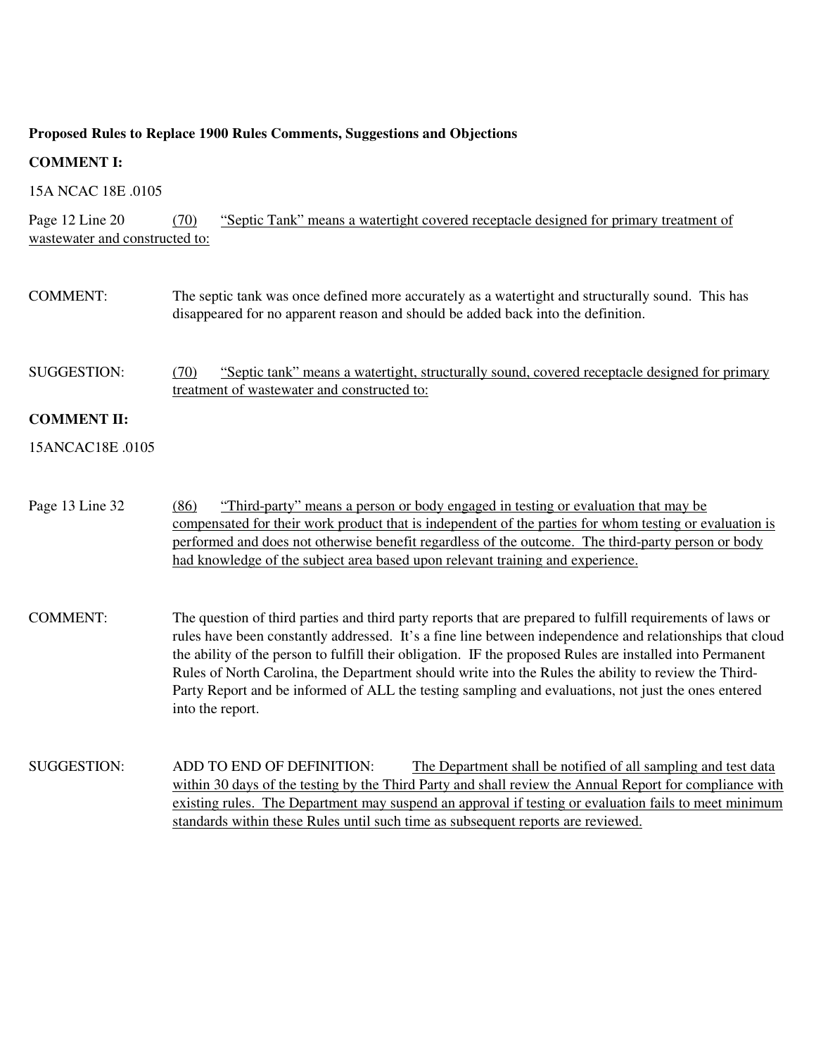**Proposed Rules to Replace 1900 Rules Comments, Suggestions and Objections**

**COMMENT I:**

15A NCAC 18E .0105

Page 12 Line 20 (70) "Septic Tank" means a watertight covered receptacle designed for primary treatment of wastewater and constructed to:

COMMENT: The septic tank was once defined more accurately as a watertight and structurally sound. This has disappeared for no apparent reason and should be added back into the definition.

SUGGESTION: (70) "Septic tank" means a watertight, structurally sound, covered receptacle designed for primary treatment of wastewater and constructed to:

**COMMENT II:**

15ANCAC18E .0105

Page 13 Line 32 (86) "Third-party" means a person or body engaged in testing or evaluation that may be compensated for their work product that is independent of the parties for whom testing or evaluation is performed and does not otherwise benefit regardless of the outcome. The third-party person or body had knowledge of the subject area based upon relevant training and experience.

COMMENT: The question of third parties and third party reports that are prepared to fulfill requirements of laws or rules have been constantly addressed. It's a fine line between independence and relationships that cloud the ability of the person to fulfill their obligation. IF the proposed Rules are installed into Permanent Rules of North Carolina, the Department should write into the Rules the ability to review the Third-Party Report and be informed of ALL the testing sampling and evaluations, not just the ones entered into the report.

SUGGESTION: ADD TO END OF DEFINITION: The Department shall be notified of all sampling and test data within 30 days of the testing by the Third Party and shall review the Annual Report for compliance with existing rules. The Department may suspend an approval if testing or evaluation fails to meet minimum standards within these Rules until such time as subsequent reports are reviewed.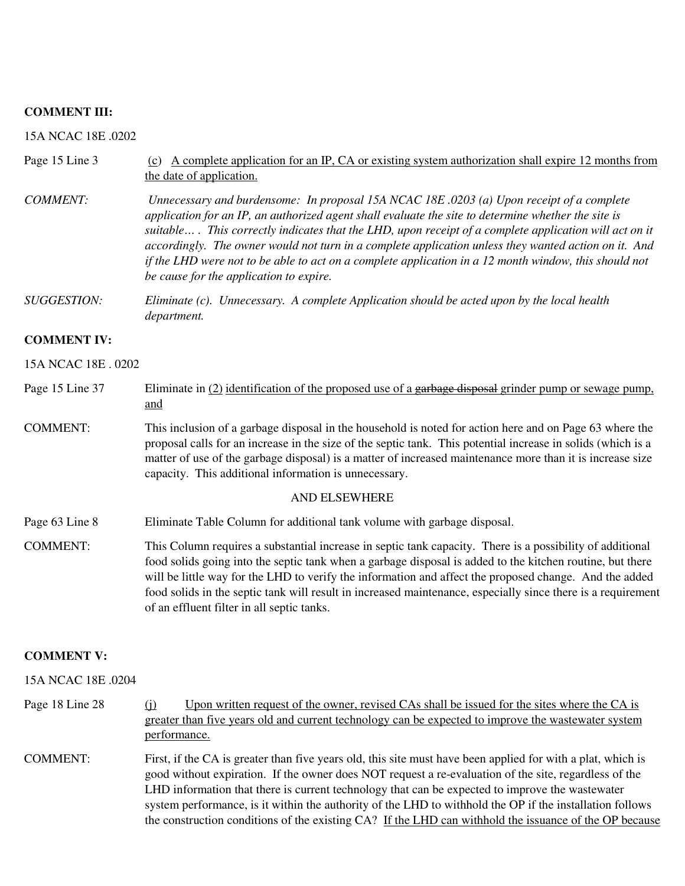**COMMENT III:**

15A NCAC 18E .0202

Page 15 Line 3 &nbsp;&nbsp;&nbsp; <u>(c) A complete application for an IP, CA or existing system authorization shall expire 12 months from the date of application.</u>

*COMMENT:* &nbsp;&nbsp;&nbsp; *Unnecessary and burdensome: In proposal 15A NCAC 18E .0203 (a) Upon receipt of a complete application for an IP, an authorized agent shall evaluate the site to determine whether the site is suitable… . This correctly indicates that the LHD, upon receipt of a complete application will act on it accordingly. The owner would not turn in a complete application unless they wanted action on it. And if the LHD were not to be able to act on a complete application in a 12 month window, this should not be cause for the application to expire.*

*SUGGESTION:* &nbsp;&nbsp;&nbsp; *Eliminate (c). Unnecessary. A complete Application should be acted upon by the local health department.*

**COMMENT IV:**

15A NCAC 18E . 0202

Page 15 Line 37 &nbsp;&nbsp;&nbsp; Eliminate in <u>(2)</u> <u>identification of the proposed use of a</u> ~~garbage disposal~~ <u>grinder pump or sewage pump, and</u>

COMMENT: &nbsp;&nbsp;&nbsp; This inclusion of a garbage disposal in the household is noted for action here and on Page 63 where the proposal calls for an increase in the size of the septic tank. This potential increase in solids (which is a matter of use of the garbage disposal) is a matter of increased maintenance more than it is increase size capacity. This additional information is unnecessary.

AND ELSEWHERE

Page 63 Line 8 &nbsp;&nbsp;&nbsp; Eliminate Table Column for additional tank volume with garbage disposal.

COMMENT: &nbsp;&nbsp;&nbsp; This Column requires a substantial increase in septic tank capacity. There is a possibility of additional food solids going into the septic tank when a garbage disposal is added to the kitchen routine, but there will be little way for the LHD to verify the information and affect the proposed change. And the added food solids in the septic tank will result in increased maintenance, especially since there is a requirement of an effluent filter in all septic tanks.

**COMMENT V:**

15A NCAC 18E .0204

Page 18 Line 28 &nbsp;&nbsp;&nbsp; <u>(j) Upon written request of the owner, revised CAs shall be issued for the sites where the CA is greater than five years old and current technology can be expected to improve the wastewater system performance.</u>

COMMENT: &nbsp;&nbsp;&nbsp; First, if the CA is greater than five years old, this site must have been applied for with a plat, which is good without expiration. If the owner does NOT request a re-evaluation of the site, regardless of the LHD information that there is current technology that can be expected to improve the wastewater system performance, is it within the authority of the LHD to withhold the OP if the installation follows the construction conditions of the existing CA? <u>If the LHD can withhold the issuance of the OP because</u>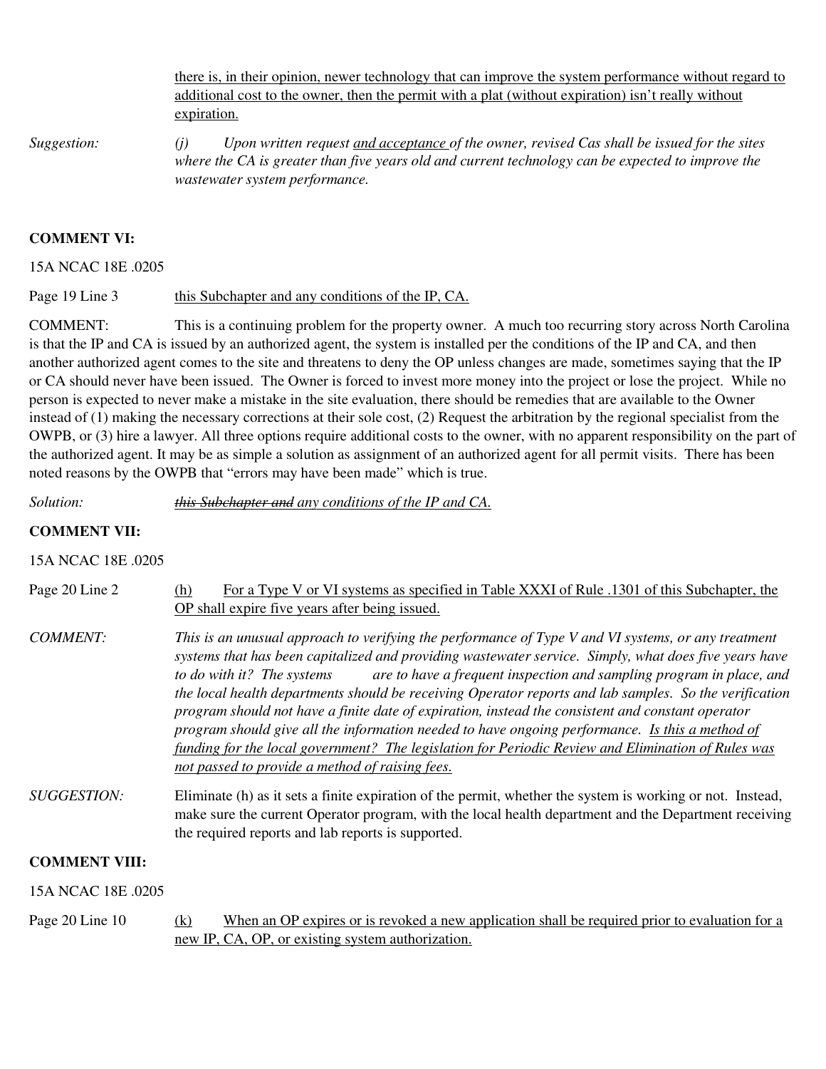there is, in their opinion, newer technology that can improve the system performance without regard to additional cost to the owner, then the permit with a plat (without expiration) isn't really without expiration.

*Suggestion:* *(j) Upon written request* <u>*and acceptance*</u> *of the owner, revised Cas shall be issued for the sites where the CA is greater than five years old and current technology can be expected to improve the wastewater system performance.*

**COMMENT VI:**

15A NCAC 18E .0205

Page 19 Line 3 <u>this Subchapter and any conditions of the IP, CA.</u>

COMMENT: This is a continuing problem for the property owner. A much too recurring story across North Carolina is that the IP and CA is issued by an authorized agent, the system is installed per the conditions of the IP and CA, and then another authorized agent comes to the site and threatens to deny the OP unless changes are made, sometimes saying that the IP or CA should never have been issued. The Owner is forced to invest more money into the project or lose the project. While no person is expected to never make a mistake in the site evaluation, there should be remedies that are available to the Owner instead of (1) making the necessary corrections at their sole cost, (2) Request the arbitration by the regional specialist from the OWPB, or (3) hire a lawyer. All three options require additional costs to the owner, with no apparent responsibility on the part of the authorized agent. It may be as simple a solution as assignment of an authorized agent for all permit visits. There has been noted reasons by the OWPB that "errors may have been made" which is true.

*Solution:* ~~*this Subchapter and*~~ <u>*any conditions of the IP and CA.*</u>

**COMMENT VII:**

15A NCAC 18E .0205

Page 20 Line 2 <u>(h) For a Type V or VI systems as specified in Table XXXI of Rule .1301 of this Subchapter, the OP shall expire five years after being issued.</u>

*COMMENT:* *This is an unusual approach to verifying the performance of Type V and VI systems, or any treatment systems that has been capitalized and providing wastewater service. Simply, what does five years have to do with it? The systems are to have a frequent inspection and sampling program in place, and the local health departments should be receiving Operator reports and lab samples. So the verification program should not have a finite date of expiration, instead the consistent and constant operator program should give all the information needed to have ongoing performance.* <u>*Is this a method of funding for the local government? The legislation for Periodic Review and Elimination of Rules was not passed to provide a method of raising fees.*</u>

*SUGGESTION:* Eliminate (h) as it sets a finite expiration of the permit, whether the system is working or not. Instead, make sure the current Operator program, with the local health department and the Department receiving the required reports and lab reports is supported.

**COMMENT VIII:**

15A NCAC 18E .0205

Page 20 Line 10 <u>(k) When an OP expires or is revoked a new application shall be required prior to evaluation for a new IP, CA, OP, or existing system authorization.</u>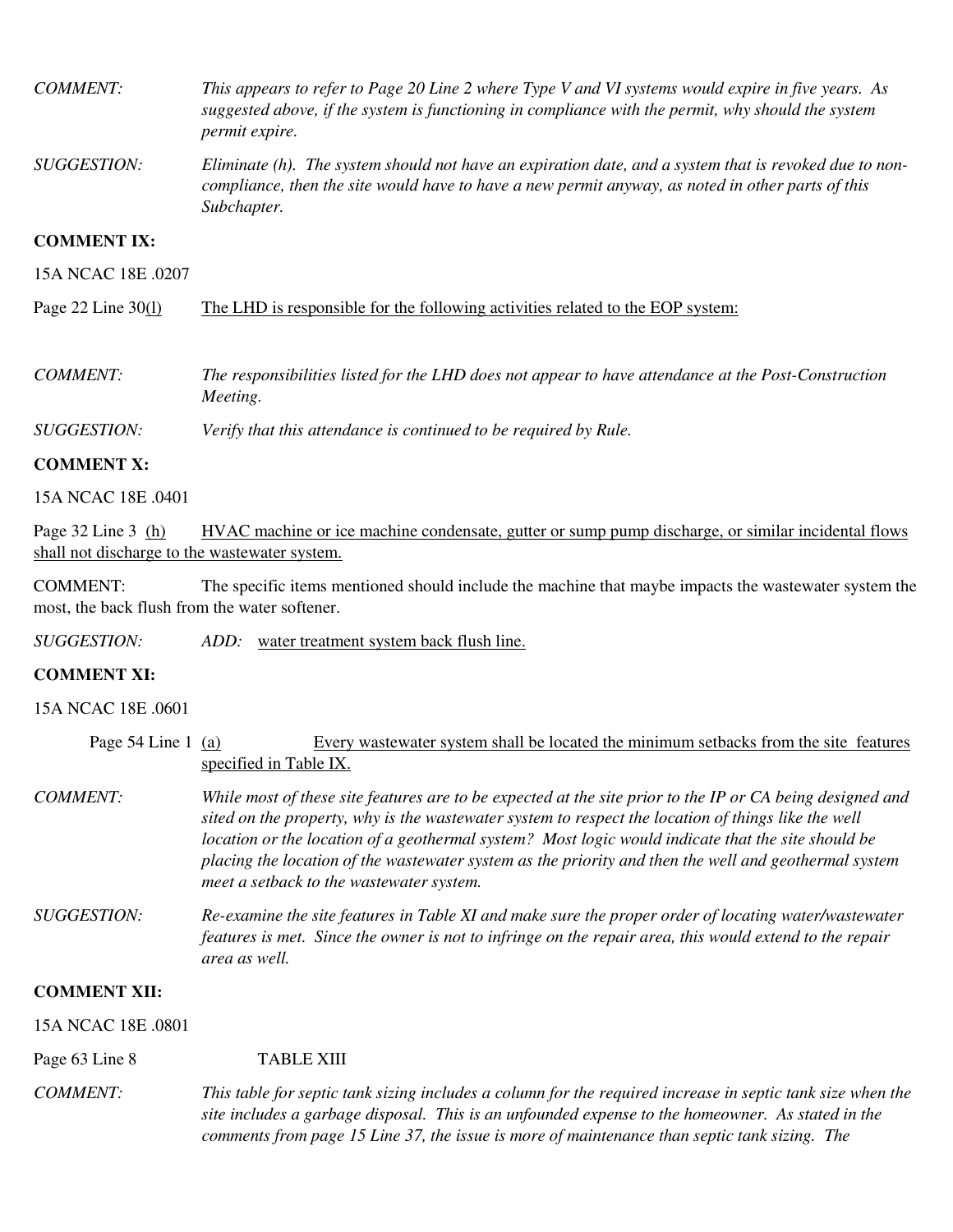*COMMENT:* *This appears to refer to Page 20 Line 2 where Type V and VI systems would expire in five years. As suggested above, if the system is functioning in compliance with the permit, why should the system permit expire.*

*SUGGESTION:* *Eliminate (h). The system should not have an expiration date, and a system that is revoked due to non-compliance, then the site would have to have a new permit anyway, as noted in other parts of this Subchapter.*

**COMMENT IX:**

15A NCAC 18E .0207

Page 22 Line 30<u>(l)</u> <u>The LHD is responsible for the following activities related to the EOP system:</u>

*COMMENT:* *The responsibilities listed for the LHD does not appear to have attendance at the Post-Construction Meeting.*

*SUGGESTION:* *Verify that this attendance is continued to be required by Rule.*

**COMMENT X:**

15A NCAC 18E .0401

Page 32 Line 3 <u>(h)</u> <u>HVAC machine or ice machine condensate, gutter or sump pump discharge, or similar incidental flows shall not discharge to the wastewater system.</u>

COMMENT: The specific items mentioned should include the machine that maybe impacts the wastewater system the most, the back flush from the water softener.

*SUGGESTION:* *ADD:* <u>water treatment system back flush line.</u>

**COMMENT XI:**

15A NCAC 18E .0601

Page 54 Line 1 <u>(a)</u> <u>Every wastewater system shall be located the minimum setbacks from the site features specified in Table IX.</u>

*COMMENT:* *While most of these site features are to be expected at the site prior to the IP or CA being designed and sited on the property, why is the wastewater system to respect the location of things like the well location or the location of a geothermal system? Most logic would indicate that the site should be placing the location of the wastewater system as the priority and then the well and geothermal system meet a setback to the wastewater system.*

*SUGGESTION:* *Re-examine the site features in Table XI and make sure the proper order of locating water/wastewater features is met. Since the owner is not to infringe on the repair area, this would extend to the repair area as well.*

**COMMENT XII:**

15A NCAC 18E .0801

Page 63 Line 8 TABLE XIII

*COMMENT:* *This table for septic tank sizing includes a column for the required increase in septic tank size when the site includes a garbage disposal. This is an unfounded expense to the homeowner. As stated in the comments from page 15 Line 37, the issue is more of maintenance than septic tank sizing. The*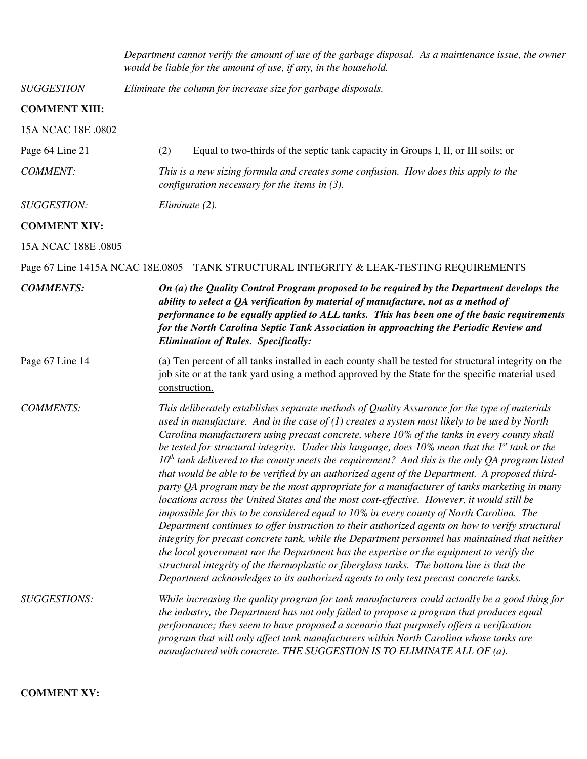*Department cannot verify the amount of use of the garbage disposal. As a maintenance issue, the owner would be liable for the amount of use, if any, in the household.*

*SUGGESTION* *Eliminate the column for increase size for garbage disposals.*

**COMMENT XIII:**

15A NCAC 18E .0802

Page 64 Line 21 (2) Equal to two-thirds of the septic tank capacity in Groups I, II, or III soils; or

*COMMENT:* *This is a new sizing formula and creates some confusion. How does this apply to the configuration necessary for the items in (3).*

*SUGGESTION:* *Eliminate (2).*

**COMMENT XIV:**

15A NCAC 188E .0805

Page 67 Line 1415A NCAC 18E.0805 TANK STRUCTURAL INTEGRITY & LEAK-TESTING REQUIREMENTS

***COMMENTS:*** ***On (a) the Quality Control Program proposed to be required by the Department develops the ability to select a QA verification by material of manufacture, not as a method of performance to be equally applied to ALL tanks. This has been one of the basic requirements for the North Carolina Septic Tank Association in approaching the Periodic Review and Elimination of Rules. Specifically:***

Page 67 Line 14 (a) Ten percent of all tanks installed in each county shall be tested for structural integrity on the job site or at the tank yard using a method approved by the State for the specific material used construction.

*COMMENTS:* *This deliberately establishes separate methods of Quality Assurance for the type of materials used in manufacture. And in the case of (1) creates a system most likely to be used by North Carolina manufacturers using precast concrete, where 10% of the tanks in every county shall be tested for structural integrity. Under this language, does 10% mean that the 1st tank or the 10th tank delivered to the county meets the requirement? And this is the only QA program listed that would be able to be verified by an authorized agent of the Department. A proposed third-party QA program may be the most appropriate for a manufacturer of tanks marketing in many locations across the United States and the most cost-effective. However, it would still be impossible for this to be considered equal to 10% in every county of North Carolina. The Department continues to offer instruction to their authorized agents on how to verify structural integrity for precast concrete tank, while the Department personnel has maintained that neither the local government nor the Department has the expertise or the equipment to verify the structural integrity of the thermoplastic or fiberglass tanks. The bottom line is that the Department acknowledges to its authorized agents to only test precast concrete tanks.*

*SUGGESTIONS:* *While increasing the quality program for tank manufacturers could actually be a good thing for the industry, the Department has not only failed to propose a program that produces equal performance; they seem to have proposed a scenario that purposely offers a verification program that will only affect tank manufacturers within North Carolina whose tanks are manufactured with concrete. THE SUGGESTION IS TO ELIMINATE ALL OF (a).*

**COMMENT XV:**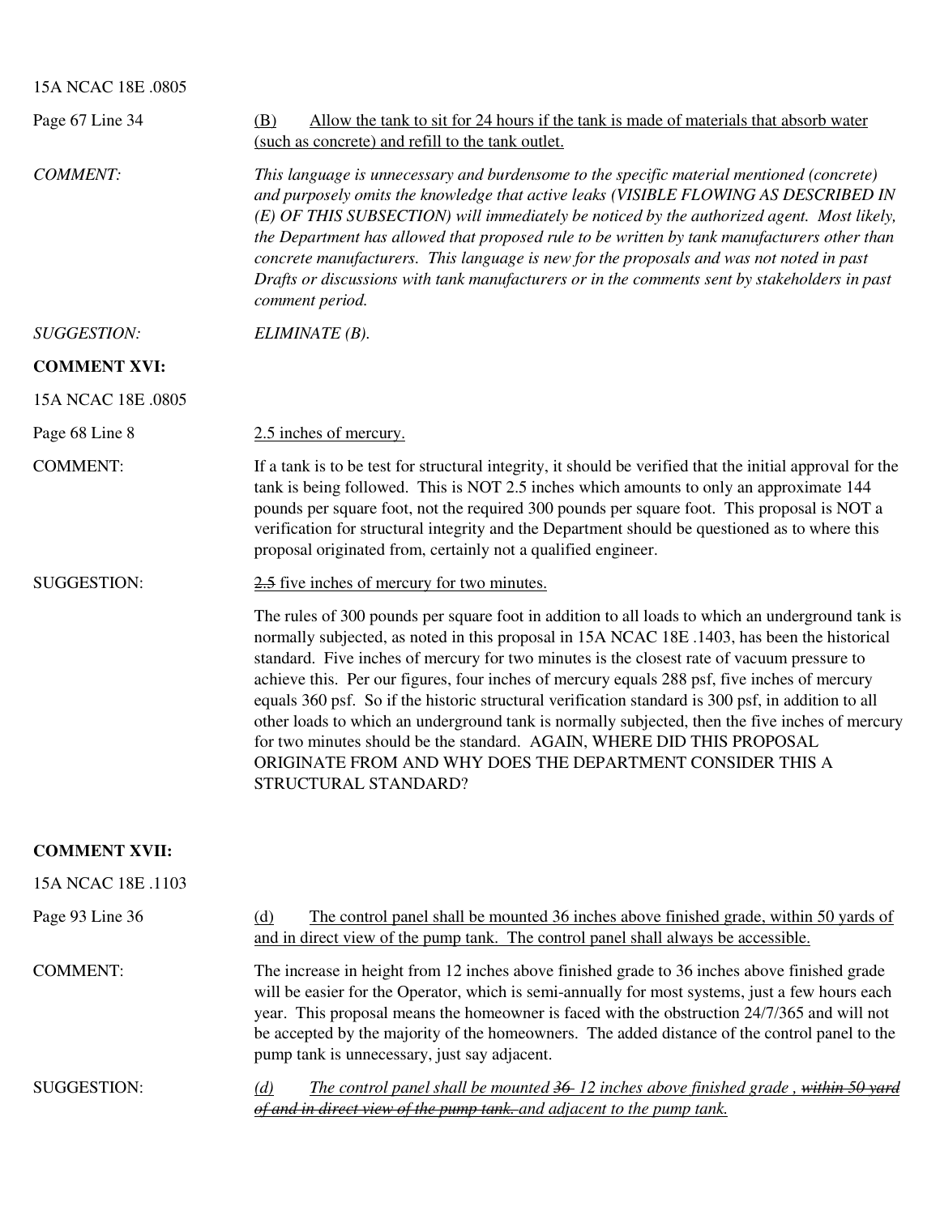15A NCAC 18E .0805

Page 67 Line 34 — <u>(B) Allow the tank to sit for 24 hours if the tank is made of materials that absorb water (such as concrete) and refill to the tank outlet.</u>

*COMMENT:* *This language is unnecessary and burdensome to the specific material mentioned (concrete) and purposely omits the knowledge that active leaks (VISIBLE FLOWING AS DESCRIBED IN (E) OF THIS SUBSECTION) will immediately be noticed by the authorized agent. Most likely, the Department has allowed that proposed rule to be written by tank manufacturers other than concrete manufacturers. This language is new for the proposals and was not noted in past Drafts or discussions with tank manufacturers or in the comments sent by stakeholders in past comment period.*

*SUGGESTION:* *ELIMINATE (B).*

**COMMENT XVI:**

15A NCAC 18E .0805

Page 68 Line 8 — <u>2.5 inches of mercury.</u>

COMMENT: If a tank is to be test for structural integrity, it should be verified that the initial approval for the tank is being followed. This is NOT 2.5 inches which amounts to only an approximate 144 pounds per square foot, not the required 300 pounds per square foot. This proposal is NOT a verification for structural integrity and the Department should be questioned as to where this proposal originated from, certainly not a qualified engineer.

SUGGESTION: <u>~~2.5~~ five inches of mercury for two minutes.</u>

The rules of 300 pounds per square foot in addition to all loads to which an underground tank is normally subjected, as noted in this proposal in 15A NCAC 18E .1403, has been the historical standard. Five inches of mercury for two minutes is the closest rate of vacuum pressure to achieve this. Per our figures, four inches of mercury equals 288 psf, five inches of mercury equals 360 psf. So if the historic structural verification standard is 300 psf, in addition to all other loads to which an underground tank is normally subjected, then the five inches of mercury for two minutes should be the standard. AGAIN, WHERE DID THIS PROPOSAL ORIGINATE FROM AND WHY DOES THE DEPARTMENT CONSIDER THIS A STRUCTURAL STANDARD?

**COMMENT XVII:**

15A NCAC 18E .1103

Page 93 Line 36 — <u>(d) The control panel shall be mounted 36 inches above finished grade, within 50 yards of and in direct view of the pump tank. The control panel shall always be accessible.</u>

COMMENT: The increase in height from 12 inches above finished grade to 36 inches above finished grade will be easier for the Operator, which is semi-annually for most systems, just a few hours each year. This proposal means the homeowner is faced with the obstruction 24/7/365 and will not be accepted by the majority of the homeowners. The added distance of the control panel to the pump tank is unnecessary, just say adjacent.

SUGGESTION: <u>*(d) The control panel shall be mounted ~~36~~ 12 inches above finished grade , ~~within 50 yard of and in direct view of the pump tank.~~ and adjacent to the pump tank.*</u>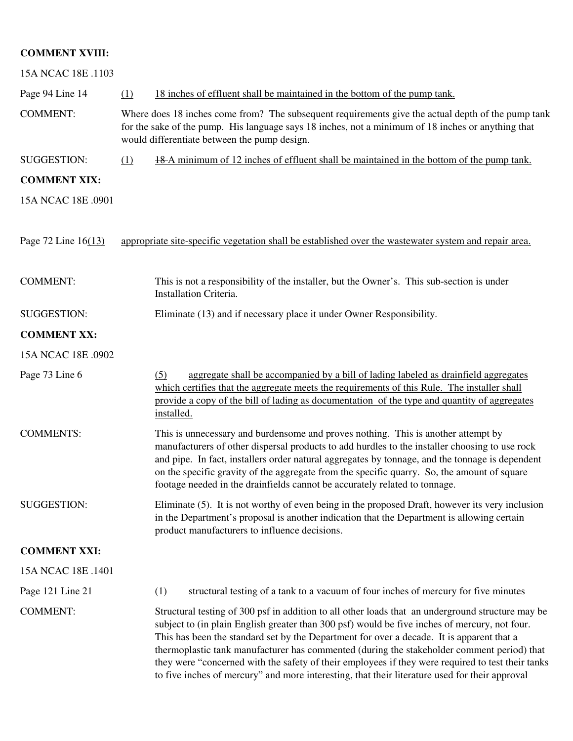**COMMENT XVIII:**

15A NCAC 18E .1103

Page 94 Line 14 (1) 18 inches of effluent shall be maintained in the bottom of the pump tank.

COMMENT: Where does 18 inches come from? The subsequent requirements give the actual depth of the pump tank for the sake of the pump. His language says 18 inches, not a minimum of 18 inches or anything that would differentiate between the pump design.

SUGGESTION: (1) ~~18~~ A minimum of 12 inches of effluent shall be maintained in the bottom of the pump tank.

**COMMENT XIX:**

15A NCAC 18E .0901

Page 72 Line 16 (13) appropriate site-specific vegetation shall be established over the wastewater system and repair area.

COMMENT: This is not a responsibility of the installer, but the Owner's. This sub-section is under Installation Criteria.

SUGGESTION: Eliminate (13) and if necessary place it under Owner Responsibility.

**COMMENT XX:**

15A NCAC 18E .0902

Page 73 Line 6 (5) aggregate shall be accompanied by a bill of lading labeled as drainfield aggregates which certifies that the aggregate meets the requirements of this Rule. The installer shall provide a copy of the bill of lading as documentation of the type and quantity of aggregates installed.

COMMENTS: This is unnecessary and burdensome and proves nothing. This is another attempt by manufacturers of other dispersal products to add hurdles to the installer choosing to use rock and pipe. In fact, installers order natural aggregates by tonnage, and the tonnage is dependent on the specific gravity of the aggregate from the specific quarry. So, the amount of square footage needed in the drainfields cannot be accurately related to tonnage.

SUGGESTION: Eliminate (5). It is not worthy of even being in the proposed Draft, however its very inclusion in the Department's proposal is another indication that the Department is allowing certain product manufacturers to influence decisions.

**COMMENT XXI:**

15A NCAC 18E .1401

Page 121 Line 21 (1) structural testing of a tank to a vacuum of four inches of mercury for five minutes

COMMENT: Structural testing of 300 psf in addition to all other loads that an underground structure may be subject to (in plain English greater than 300 psf) would be five inches of mercury, not four. This has been the standard set by the Department for over a decade. It is apparent that a thermoplastic tank manufacturer has commented (during the stakeholder comment period) that they were "concerned with the safety of their employees if they were required to test their tanks to five inches of mercury" and more interesting, that their literature used for their approval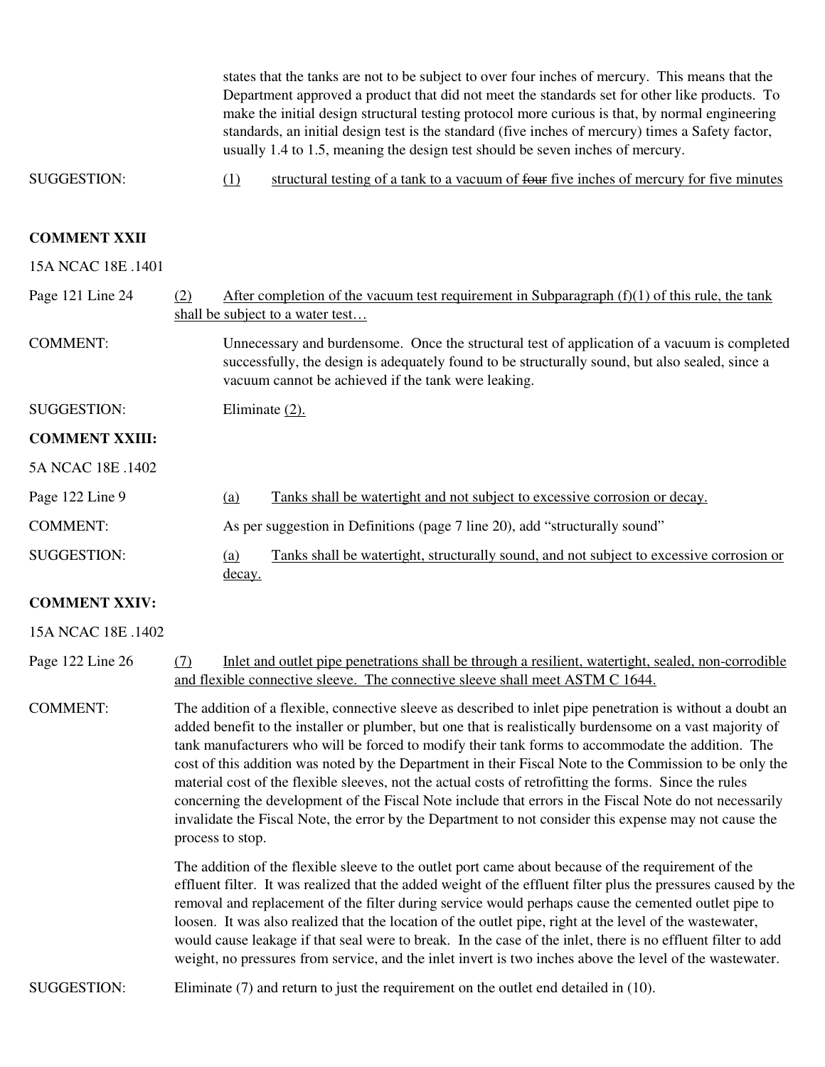states that the tanks are not to be subject to over four inches of mercury. This means that the Department approved a product that did not meet the standards set for other like products. To make the initial design structural testing protocol more curious is that, by normal engineering standards, an initial design test is the standard (five inches of mercury) times a Safety factor, usually 1.4 to 1.5, meaning the design test should be seven inches of mercury.

SUGGESTION: (1) structural testing of a tank to a vacuum of ~~four~~ five inches of mercury for five minutes

**COMMENT XXII**

15A NCAC 18E .1401

Page 121 Line 24 (2) After completion of the vacuum test requirement in Subparagraph (f)(1) of this rule, the tank shall be subject to a water test…

COMMENT: Unnecessary and burdensome. Once the structural test of application of a vacuum is completed successfully, the design is adequately found to be structurally sound, but also sealed, since a vacuum cannot be achieved if the tank were leaking.

SUGGESTION: Eliminate (2).

**COMMENT XXIII:**

5A NCAC 18E .1402

Page 122 Line 9 (a) Tanks shall be watertight and not subject to excessive corrosion or decay.

COMMENT: As per suggestion in Definitions (page 7 line 20), add "structurally sound"

SUGGESTION: (a) Tanks shall be watertight, structurally sound, and not subject to excessive corrosion or decay.

**COMMENT XXIV:**

15A NCAC 18E .1402

Page 122 Line 26 (7) Inlet and outlet pipe penetrations shall be through a resilient, watertight, sealed, non-corrodible and flexible connective sleeve. The connective sleeve shall meet ASTM C 1644.

COMMENT: The addition of a flexible, connective sleeve as described to inlet pipe penetration is without a doubt an added benefit to the installer or plumber, but one that is realistically burdensome on a vast majority of tank manufacturers who will be forced to modify their tank forms to accommodate the addition. The cost of this addition was noted by the Department in their Fiscal Note to the Commission to be only the material cost of the flexible sleeves, not the actual costs of retrofitting the forms. Since the rules concerning the development of the Fiscal Note include that errors in the Fiscal Note do not necessarily invalidate the Fiscal Note, the error by the Department to not consider this expense may not cause the process to stop.

The addition of the flexible sleeve to the outlet port came about because of the requirement of the effluent filter. It was realized that the added weight of the effluent filter plus the pressures caused by the removal and replacement of the filter during service would perhaps cause the cemented outlet pipe to loosen. It was also realized that the location of the outlet pipe, right at the level of the wastewater, would cause leakage if that seal were to break. In the case of the inlet, there is no effluent filter to add weight, no pressures from service, and the inlet invert is two inches above the level of the wastewater.

SUGGESTION: Eliminate (7) and return to just the requirement on the outlet end detailed in (10).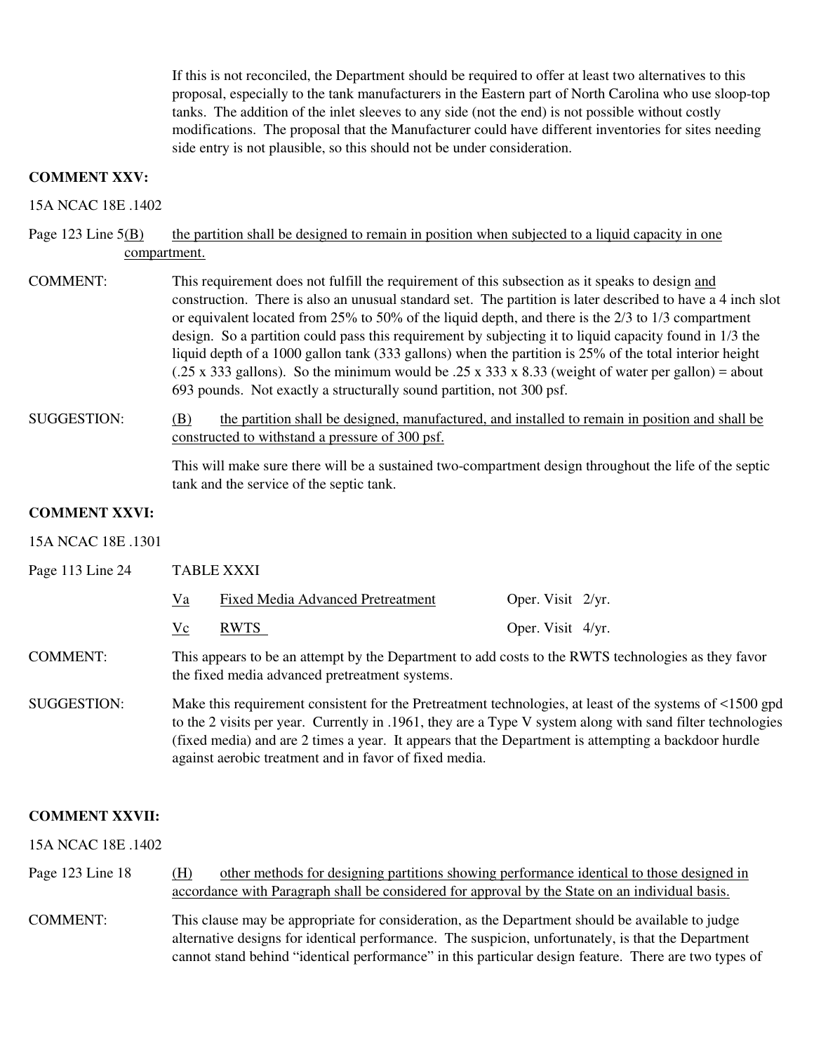If this is not reconciled, the Department should be required to offer at least two alternatives to this proposal, especially to the tank manufacturers in the Eastern part of North Carolina who use sloop-top tanks. The addition of the inlet sleeves to any side (not the end) is not possible without costly modifications. The proposal that the Manufacturer could have different inventories for sites needing side entry is not plausible, so this should not be under consideration.

**COMMENT XXV:**

15A NCAC 18E .1402

Page 123 Line 5 <u>(B) the partition shall be designed to remain in position when subjected to a liquid capacity in one compartment.</u>

COMMENT: This requirement does not fulfill the requirement of this subsection as it speaks to design <u>and</u> construction. There is also an unusual standard set. The partition is later described to have a 4 inch slot or equivalent located from 25% to 50% of the liquid depth, and there is the 2/3 to 1/3 compartment design. So a partition could pass this requirement by subjecting it to liquid capacity found in 1/3 the liquid depth of a 1000 gallon tank (333 gallons) when the partition is 25% of the total interior height (.25 x 333 gallons). So the minimum would be .25 x 333 x 8.33 (weight of water per gallon) = about 693 pounds. Not exactly a structurally sound partition, not 300 psf.

SUGGESTION: <u>(B) the partition shall be designed, manufactured, and installed to remain in position and shall be constructed to withstand a pressure of 300 psf.</u>

This will make sure there will be a sustained two-compartment design throughout the life of the septic tank and the service of the septic tank.

**COMMENT XXVI:**

15A NCAC 18E .1301

Page 113 Line 24 TABLE XXXI

| | | |
|---|---|---|
| <u>Va</u> | <u>Fixed Media Advanced Pretreatment</u> | Oper. Visit 2/yr. |
| <u>Vc</u> | <u>RWTS</u> | Oper. Visit 4/yr. |

COMMENT: This appears to be an attempt by the Department to add costs to the RWTS technologies as they favor the fixed media advanced pretreatment systems.

SUGGESTION: Make this requirement consistent for the Pretreatment technologies, at least of the systems of <1500 gpd to the 2 visits per year. Currently in .1961, they are a Type V system along with sand filter technologies (fixed media) and are 2 times a year. It appears that the Department is attempting a backdoor hurdle against aerobic treatment and in favor of fixed media.

**COMMENT XXVII:**

15A NCAC 18E .1402

Page 123 Line 18 <u>(H) other methods for designing partitions showing performance identical to those designed in accordance with Paragraph shall be considered for approval by the State on an individual basis.</u>

COMMENT: This clause may be appropriate for consideration, as the Department should be available to judge alternative designs for identical performance. The suspicion, unfortunately, is that the Department cannot stand behind "identical performance" in this particular design feature. There are two types of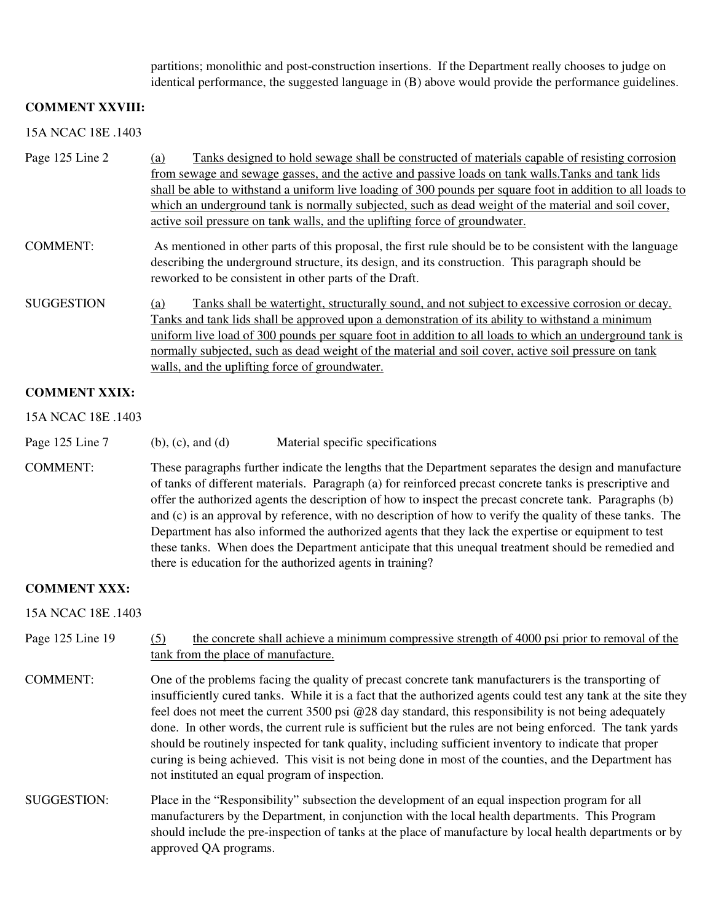partitions; monolithic and post-construction insertions. If the Department really chooses to judge on identical performance, the suggested language in (B) above would provide the performance guidelines.

**COMMENT XXVIII:**

15A NCAC 18E .1403

Page 125 Line 2 &nbsp;&nbsp; <u>(a) Tanks designed to hold sewage shall be constructed of materials capable of resisting corrosion from sewage and sewage gasses, and the active and passive loads on tank walls.Tanks and tank lids shall be able to withstand a uniform live loading of 300 pounds per square foot in addition to all loads to which an underground tank is normally subjected, such as dead weight of the material and soil cover, active soil pressure on tank walls, and the uplifting force of groundwater.</u>

COMMENT: As mentioned in other parts of this proposal, the first rule should be to be consistent with the language describing the underground structure, its design, and its construction. This paragraph should be reworked to be consistent in other parts of the Draft.

SUGGESTION &nbsp;&nbsp; <u>(a) Tanks shall be watertight, structurally sound, and not subject to excessive corrosion or decay. Tanks and tank lids shall be approved upon a demonstration of its ability to withstand a minimum uniform live load of 300 pounds per square foot in addition to all loads to which an underground tank is normally subjected, such as dead weight of the material and soil cover, active soil pressure on tank walls, and the uplifting force of groundwater.</u>

**COMMENT XXIX:**

15A NCAC 18E .1403

Page 125 Line 7 &nbsp;&nbsp; (b), (c), and (d) &nbsp;&nbsp; Material specific specifications

COMMENT: These paragraphs further indicate the lengths that the Department separates the design and manufacture of tanks of different materials. Paragraph (a) for reinforced precast concrete tanks is prescriptive and offer the authorized agents the description of how to inspect the precast concrete tank. Paragraphs (b) and (c) is an approval by reference, with no description of how to verify the quality of these tanks. The Department has also informed the authorized agents that they lack the expertise or equipment to test these tanks. When does the Department anticipate that this unequal treatment should be remedied and there is education for the authorized agents in training?

**COMMENT XXX:**

15A NCAC 18E .1403

Page 125 Line 19 &nbsp;&nbsp; <u>(5) the concrete shall achieve a minimum compressive strength of 4000 psi prior to removal of the tank from the place of manufacture.</u>

COMMENT: One of the problems facing the quality of precast concrete tank manufacturers is the transporting of insufficiently cured tanks. While it is a fact that the authorized agents could test any tank at the site they feel does not meet the current 3500 psi @28 day standard, this responsibility is not being adequately done. In other words, the current rule is sufficient but the rules are not being enforced. The tank yards should be routinely inspected for tank quality, including sufficient inventory to indicate that proper curing is being achieved. This visit is not being done in most of the counties, and the Department has not instituted an equal program of inspection.

SUGGESTION: Place in the "Responsibility" subsection the development of an equal inspection program for all manufacturers by the Department, in conjunction with the local health departments. This Program should include the pre-inspection of tanks at the place of manufacture by local health departments or by approved QA programs.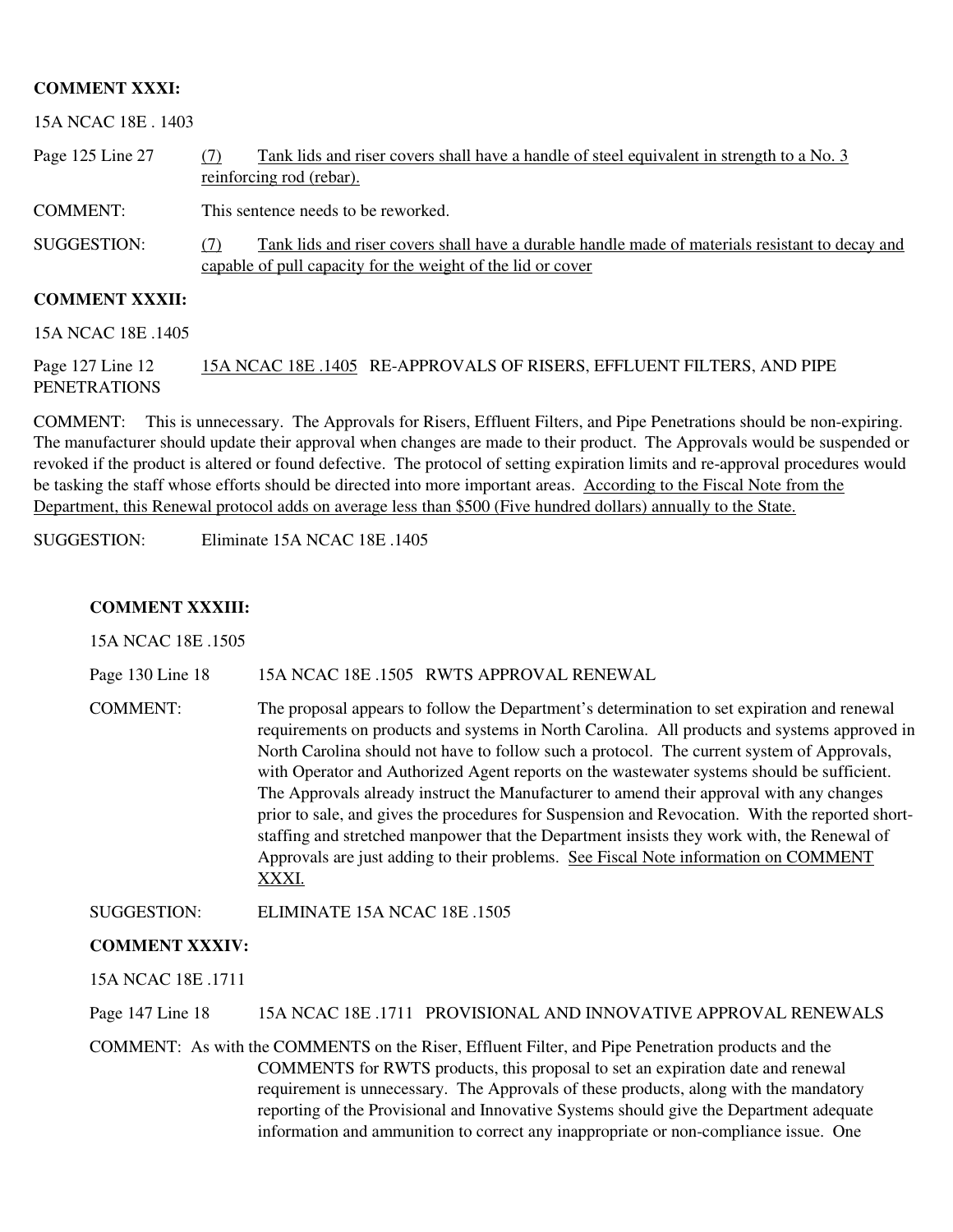**COMMENT XXXI:**

15A NCAC 18E . 1403

Page 125 Line 27 (7) <u>Tank lids and riser covers shall have a handle of steel equivalent in strength to a No. 3 reinforcing rod (rebar).</u>

COMMENT: This sentence needs to be reworked.

SUGGESTION: (7) <u>Tank lids and riser covers shall have a durable handle made of materials resistant to decay and capable of pull capacity for the weight of the lid or cover</u>

**COMMENT XXXII:**

15A NCAC 18E .1405

Page 127 Line 12 <u>15A NCAC 18E .1405</u> RE-APPROVALS OF RISERS, EFFLUENT FILTERS, AND PIPE PENETRATIONS

COMMENT: This is unnecessary. The Approvals for Risers, Effluent Filters, and Pipe Penetrations should be non-expiring. The manufacturer should update their approval when changes are made to their product. The Approvals would be suspended or revoked if the product is altered or found defective. The protocol of setting expiration limits and re-approval procedures would be tasking the staff whose efforts should be directed into more important areas. <u>According to the Fiscal Note from the Department, this Renewal protocol adds on average less than $500 (Five hundred dollars) annually to the State.</u>

SUGGESTION: Eliminate 15A NCAC 18E .1405

**COMMENT XXXIII:**

15A NCAC 18E .1505

Page 130 Line 18 15A NCAC 18E .1505 RWTS APPROVAL RENEWAL

COMMENT: The proposal appears to follow the Department's determination to set expiration and renewal requirements on products and systems in North Carolina. All products and systems approved in North Carolina should not have to follow such a protocol. The current system of Approvals, with Operator and Authorized Agent reports on the wastewater systems should be sufficient. The Approvals already instruct the Manufacturer to amend their approval with any changes prior to sale, and gives the procedures for Suspension and Revocation. With the reported short-staffing and stretched manpower that the Department insists they work with, the Renewal of Approvals are just adding to their problems. <u>See Fiscal Note information on COMMENT XXXI.</u>

SUGGESTION: ELIMINATE 15A NCAC 18E .1505

**COMMENT XXXIV:**

15A NCAC 18E .1711

Page 147 Line 18 15A NCAC 18E .1711 PROVISIONAL AND INNOVATIVE APPROVAL RENEWALS

COMMENT: As with the COMMENTS on the Riser, Effluent Filter, and Pipe Penetration products and the COMMENTS for RWTS products, this proposal to set an expiration date and renewal requirement is unnecessary. The Approvals of these products, along with the mandatory reporting of the Provisional and Innovative Systems should give the Department adequate information and ammunition to correct any inappropriate or non-compliance issue. One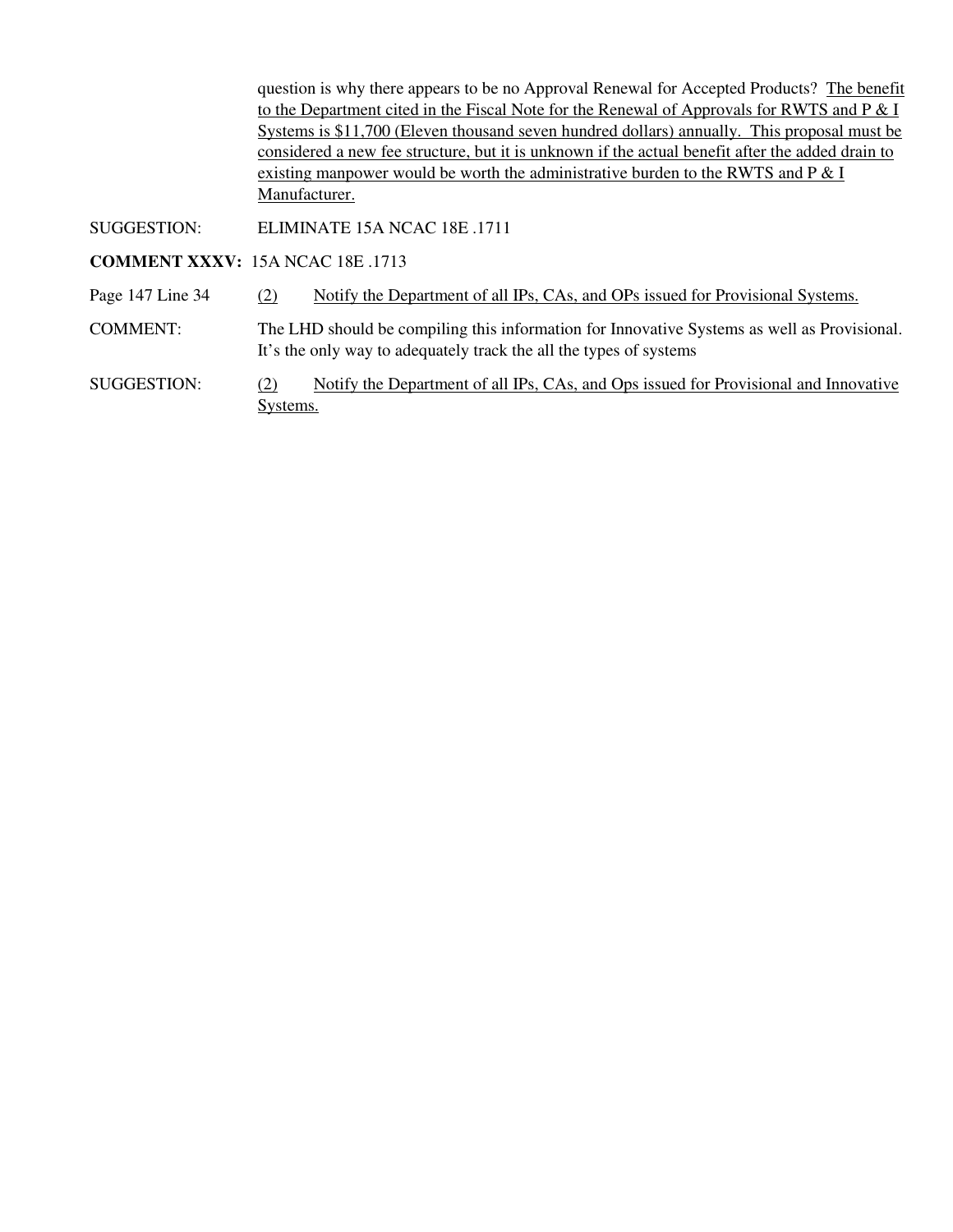question is why there appears to be no Approval Renewal for Accepted Products? <u>The benefit to the Department cited in the Fiscal Note for the Renewal of Approvals for RWTS and P & I Systems is $11,700 (Eleven thousand seven hundred dollars) annually. This proposal must be considered a new fee structure, but it is unknown if the actual benefit after the added drain to existing manpower would be worth the administrative burden to the RWTS and P & I Manufacturer.</u>

SUGGESTION: ELIMINATE 15A NCAC 18E .1711

**COMMENT XXXV:** 15A NCAC 18E .1713

Page 147 Line 34 <u>(2) Notify the Department of all IPs, CAs, and OPs issued for Provisional Systems.</u>

COMMENT: The LHD should be compiling this information for Innovative Systems as well as Provisional. It's the only way to adequately track the all the types of systems

SUGGESTION: <u>(2) Notify the Department of all IPs, CAs, and Ops issued for Provisional and Innovative Systems.</u>